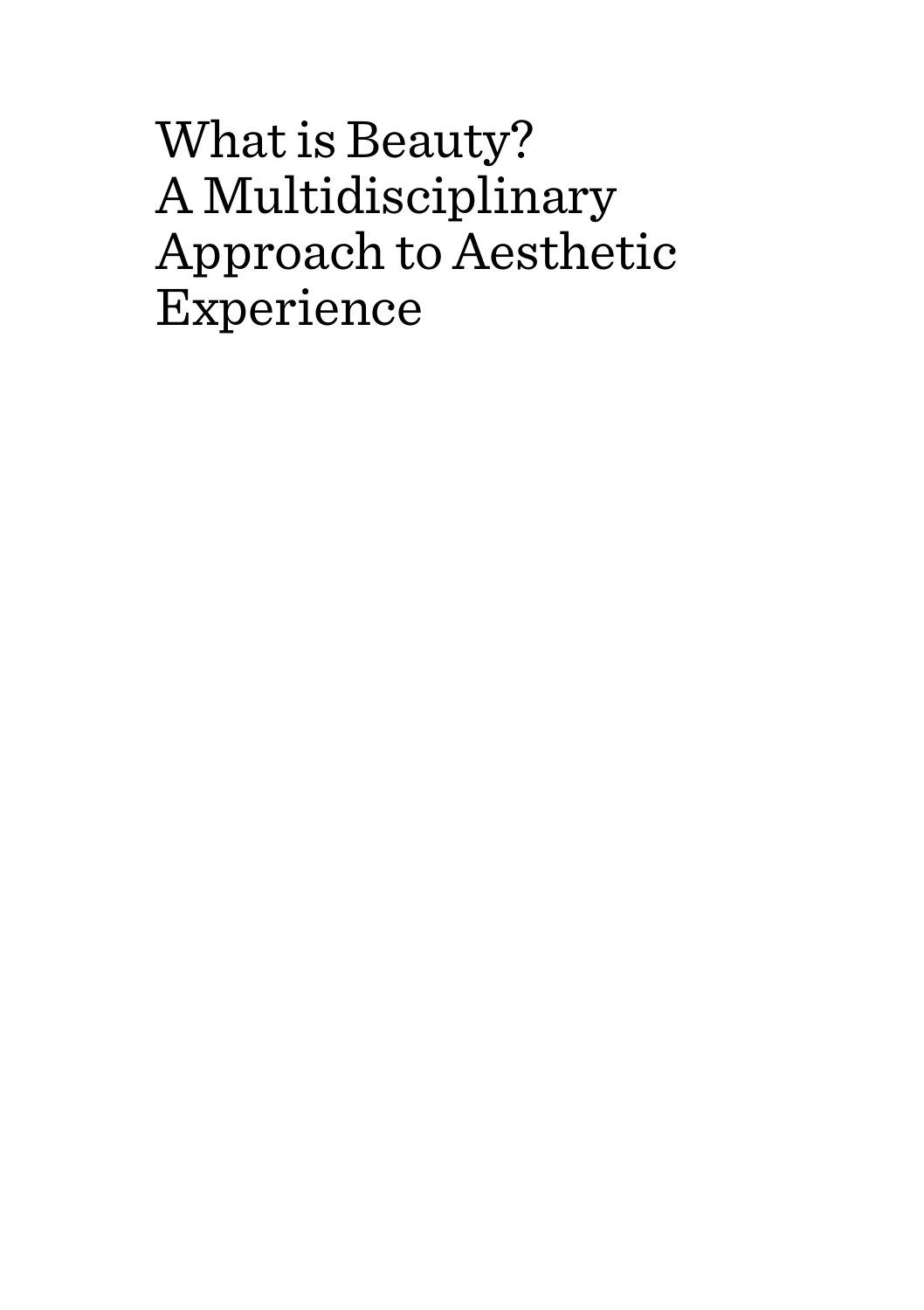# What is Beauty? A Multidisciplinary Approach to Aesthetic Experience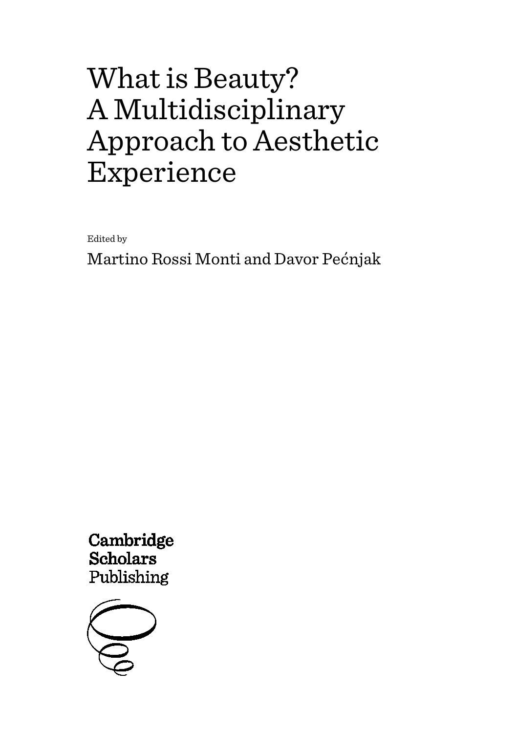# What is Beauty? A Multidisciplinary Approach to Aesthetic Experience

Edited by

Martino Rossi Monti and Davor Pećnjak

Cambridge Scholars Publishing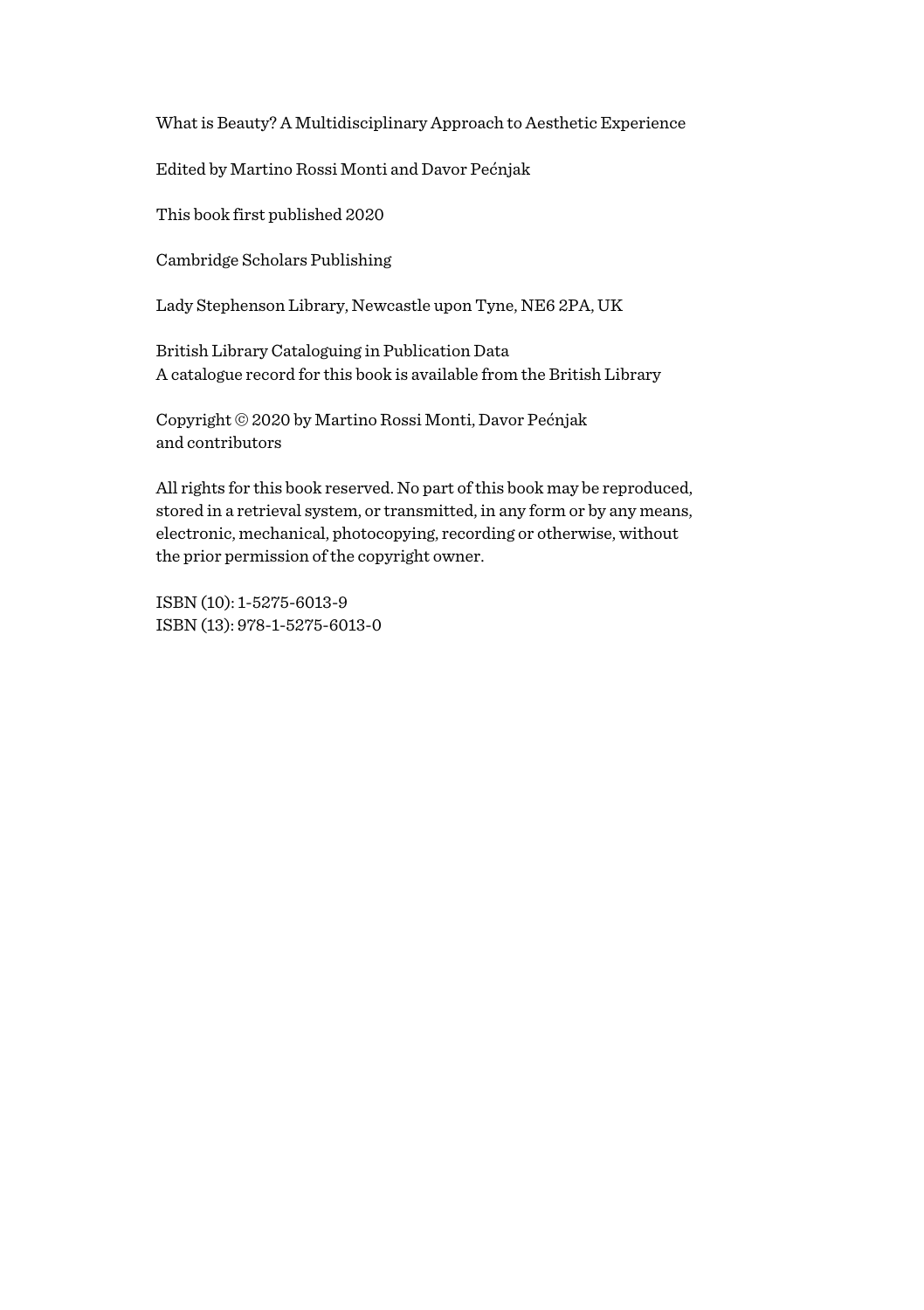What is Beauty? A Multidisciplinary Approach to Aesthetic Experience

Edited by Martino Rossi Monti and Davor Pećnjak

This book first published 2020

Cambridge Scholars Publishing

Lady Stephenson Library, Newcastle upon Tyne, NE6 2PA, UK

British Library Cataloguing in Publication Data
A catalogue record for this book is available from the British Library

Copyright © 2020 by Martino Rossi Monti, Davor Pećnjak
and contributors

All rights for this book reserved. No part of this book may be reproduced, stored in a retrieval system, or transmitted, in any form or by any means, electronic, mechanical, photocopying, recording or otherwise, without the prior permission of the copyright owner.

ISBN (10): 1-5275-6013-9
ISBN (13): 978-1-5275-6013-0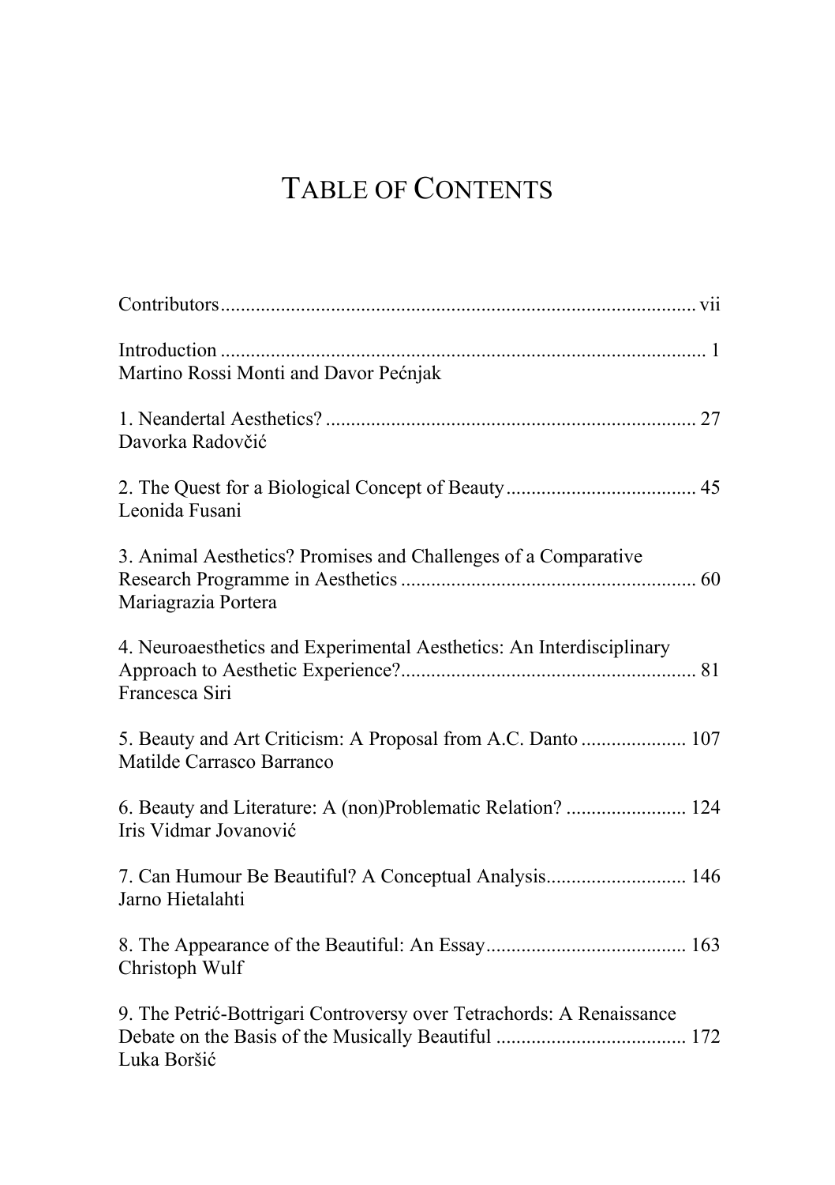# TABLE OF CONTENTS

Contributors .......... vii

Introduction .......... 1
Martino Rossi Monti and Davor Pećnjak

1. Neandertal Aesthetics? .......... 27
Davorka Radovčić

2. The Quest for a Biological Concept of Beauty .......... 45
Leonida Fusani

3. Animal Aesthetics? Promises and Challenges of a Comparative Research Programme in Aesthetics .......... 60
Mariagrazia Portera

4. Neuroaesthetics and Experimental Aesthetics: An Interdisciplinary Approach to Aesthetic Experience? .......... 81
Francesca Siri

5. Beauty and Art Criticism: A Proposal from A.C. Danto .......... 107
Matilde Carrasco Barranco

6. Beauty and Literature: A (non)Problematic Relation? .......... 124
Iris Vidmar Jovanović

7. Can Humour Be Beautiful? A Conceptual Analysis .......... 146
Jarno Hietalahti

8. The Appearance of the Beautiful: An Essay .......... 163
Christoph Wulf

9. The Petrić-Bottrigari Controversy over Tetrachords: A Renaissance Debate on the Basis of the Musically Beautiful .......... 172
Luka Boršić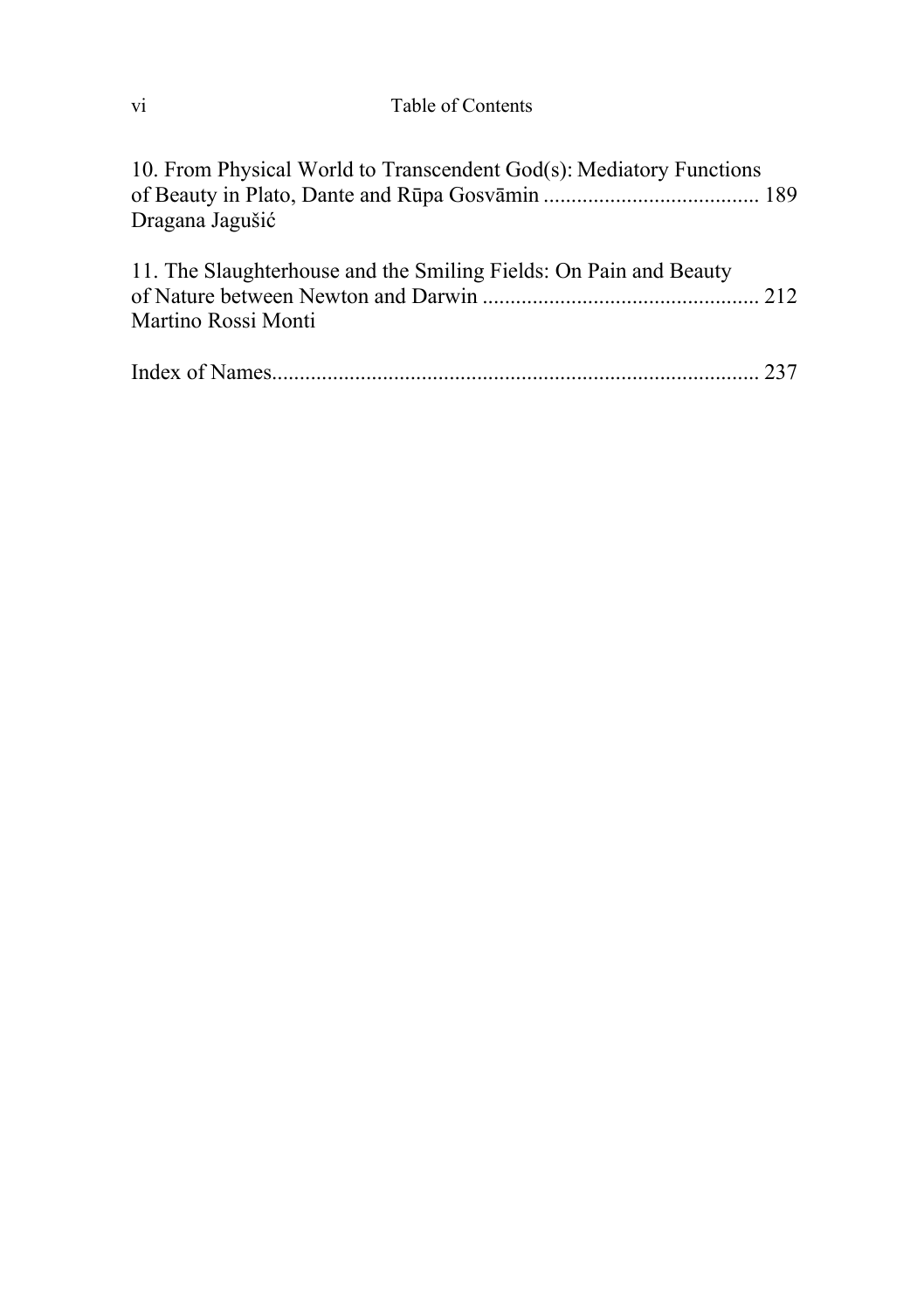10. From Physical World to Transcendent God(s): Mediatory Functions of Beauty in Plato, Dante and Rūpa Gosvāmin ....................................... 189
Dragana Jagušić

11. The Slaughterhouse and the Smiling Fields: On Pain and Beauty of Nature between Newton and Darwin ................................................. 212
Martino Rossi Monti

Index of Names....................................................................................... 237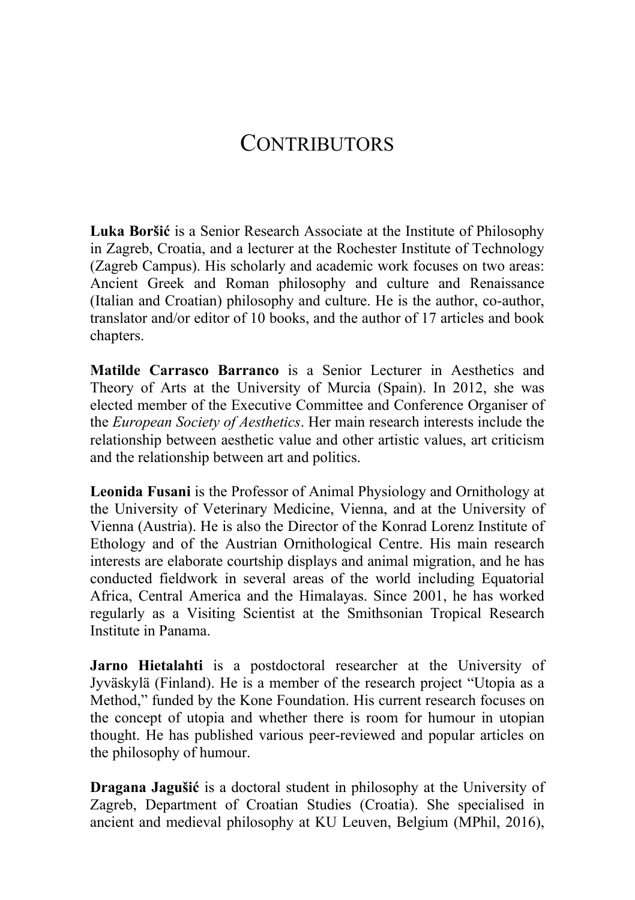# CONTRIBUTORS

**Luka Boršić** is a Senior Research Associate at the Institute of Philosophy in Zagreb, Croatia, and a lecturer at the Rochester Institute of Technology (Zagreb Campus). His scholarly and academic work focuses on two areas: Ancient Greek and Roman philosophy and culture and Renaissance (Italian and Croatian) philosophy and culture. He is the author, co-author, translator and/or editor of 10 books, and the author of 17 articles and book chapters.

**Matilde Carrasco Barranco** is a Senior Lecturer in Aesthetics and Theory of Arts at the University of Murcia (Spain). In 2012, she was elected member of the Executive Committee and Conference Organiser of the *European Society of Aesthetics*. Her main research interests include the relationship between aesthetic value and other artistic values, art criticism and the relationship between art and politics.

**Leonida Fusani** is the Professor of Animal Physiology and Ornithology at the University of Veterinary Medicine, Vienna, and at the University of Vienna (Austria). He is also the Director of the Konrad Lorenz Institute of Ethology and of the Austrian Ornithological Centre. His main research interests are elaborate courtship displays and animal migration, and he has conducted fieldwork in several areas of the world including Equatorial Africa, Central America and the Himalayas. Since 2001, he has worked regularly as a Visiting Scientist at the Smithsonian Tropical Research Institute in Panama.

**Jarno Hietalahti** is a postdoctoral researcher at the University of Jyväskylä (Finland). He is a member of the research project "Utopia as a Method," funded by the Kone Foundation. His current research focuses on the concept of utopia and whether there is room for humour in utopian thought. He has published various peer-reviewed and popular articles on the philosophy of humour.

**Dragana Jagušić** is a doctoral student in philosophy at the University of Zagreb, Department of Croatian Studies (Croatia). She specialised in ancient and medieval philosophy at KU Leuven, Belgium (MPhil, 2016),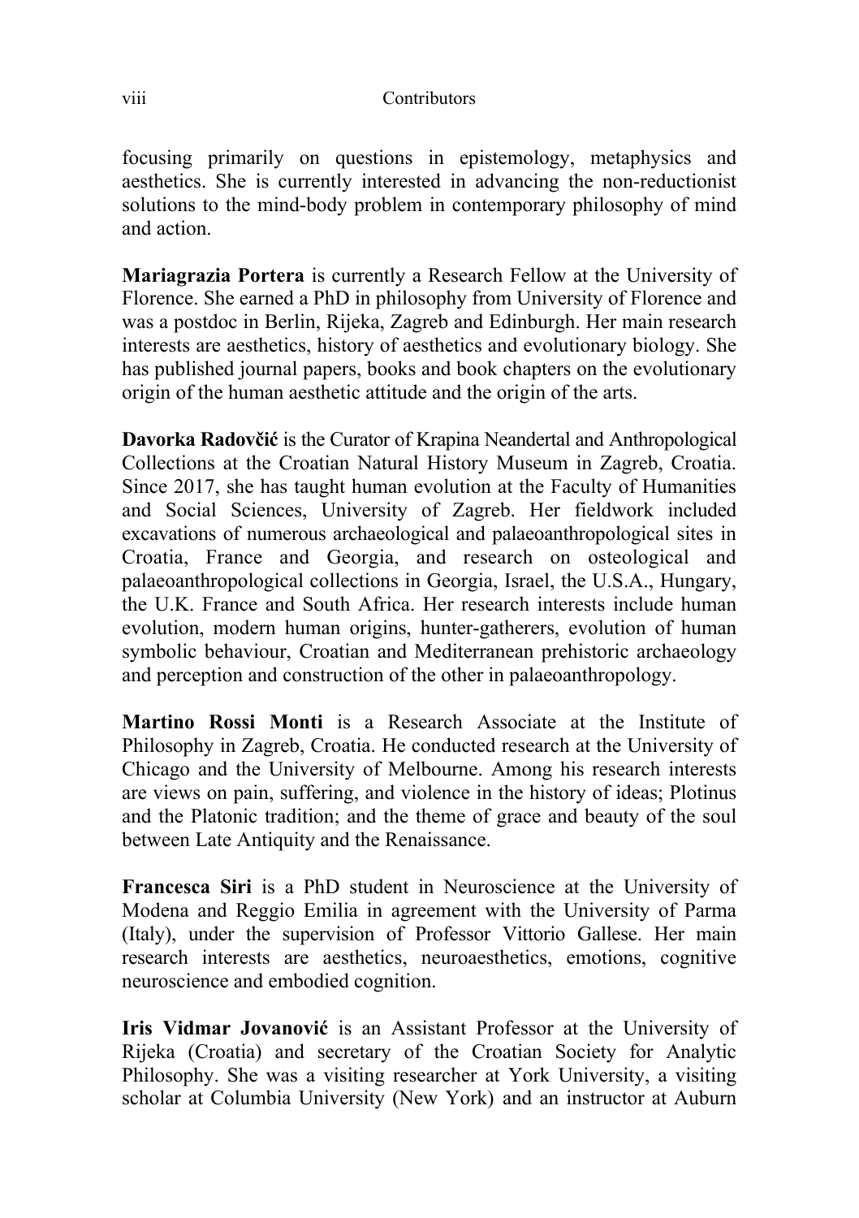focusing primarily on questions in epistemology, metaphysics and aesthetics. She is currently interested in advancing the non-reductionist solutions to the mind-body problem in contemporary philosophy of mind and action.

**Mariagrazia Portera** is currently a Research Fellow at the University of Florence. She earned a PhD in philosophy from University of Florence and was a postdoc in Berlin, Rijeka, Zagreb and Edinburgh. Her main research interests are aesthetics, history of aesthetics and evolutionary biology. She has published journal papers, books and book chapters on the evolutionary origin of the human aesthetic attitude and the origin of the arts.

**Davorka Radovčić** is the Curator of Krapina Neandertal and Anthropological Collections at the Croatian Natural History Museum in Zagreb, Croatia. Since 2017, she has taught human evolution at the Faculty of Humanities and Social Sciences, University of Zagreb. Her fieldwork included excavations of numerous archaeological and palaeoanthropological sites in Croatia, France and Georgia, and research on osteological and palaeoanthropological collections in Georgia, Israel, the U.S.A., Hungary, the U.K. France and South Africa. Her research interests include human evolution, modern human origins, hunter-gatherers, evolution of human symbolic behaviour, Croatian and Mediterranean prehistoric archaeology and perception and construction of the other in palaeoanthropology.

**Martino Rossi Monti** is a Research Associate at the Institute of Philosophy in Zagreb, Croatia. He conducted research at the University of Chicago and the University of Melbourne. Among his research interests are views on pain, suffering, and violence in the history of ideas; Plotinus and the Platonic tradition; and the theme of grace and beauty of the soul between Late Antiquity and the Renaissance.

**Francesca Siri** is a PhD student in Neuroscience at the University of Modena and Reggio Emilia in agreement with the University of Parma (Italy), under the supervision of Professor Vittorio Gallese. Her main research interests are aesthetics, neuroaesthetics, emotions, cognitive neuroscience and embodied cognition.

**Iris Vidmar Jovanović** is an Assistant Professor at the University of Rijeka (Croatia) and secretary of the Croatian Society for Analytic Philosophy. She was a visiting researcher at York University, a visiting scholar at Columbia University (New York) and an instructor at Auburn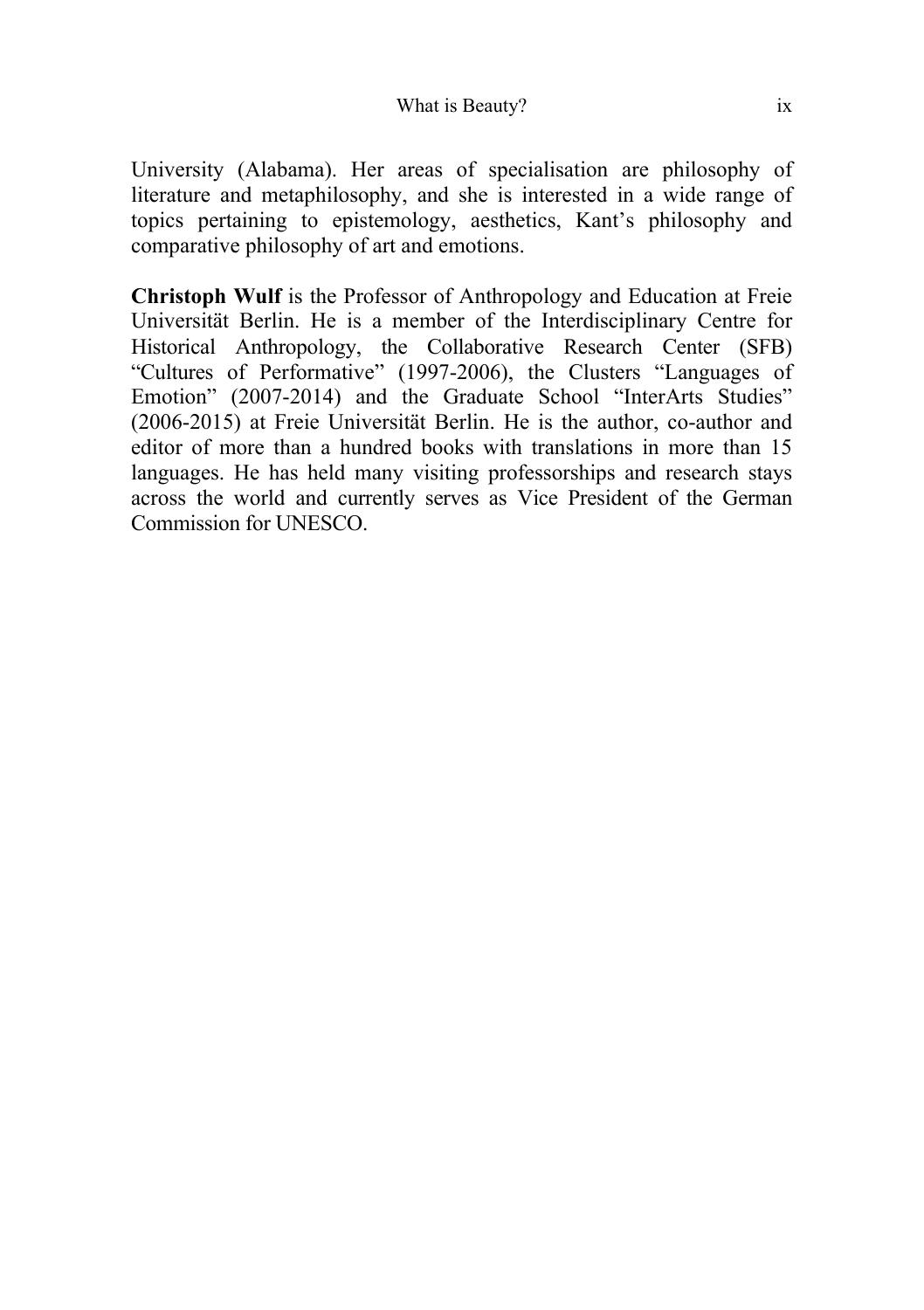University (Alabama). Her areas of specialisation are philosophy of literature and metaphilosophy, and she is interested in a wide range of topics pertaining to epistemology, aesthetics, Kant's philosophy and comparative philosophy of art and emotions.

**Christoph Wulf** is the Professor of Anthropology and Education at Freie Universität Berlin. He is a member of the Interdisciplinary Centre for Historical Anthropology, the Collaborative Research Center (SFB) "Cultures of Performative" (1997-2006), the Clusters "Languages of Emotion" (2007-2014) and the Graduate School "InterArts Studies" (2006-2015) at Freie Universität Berlin. He is the author, co-author and editor of more than a hundred books with translations in more than 15 languages. He has held many visiting professorships and research stays across the world and currently serves as Vice President of the German Commission for UNESCO.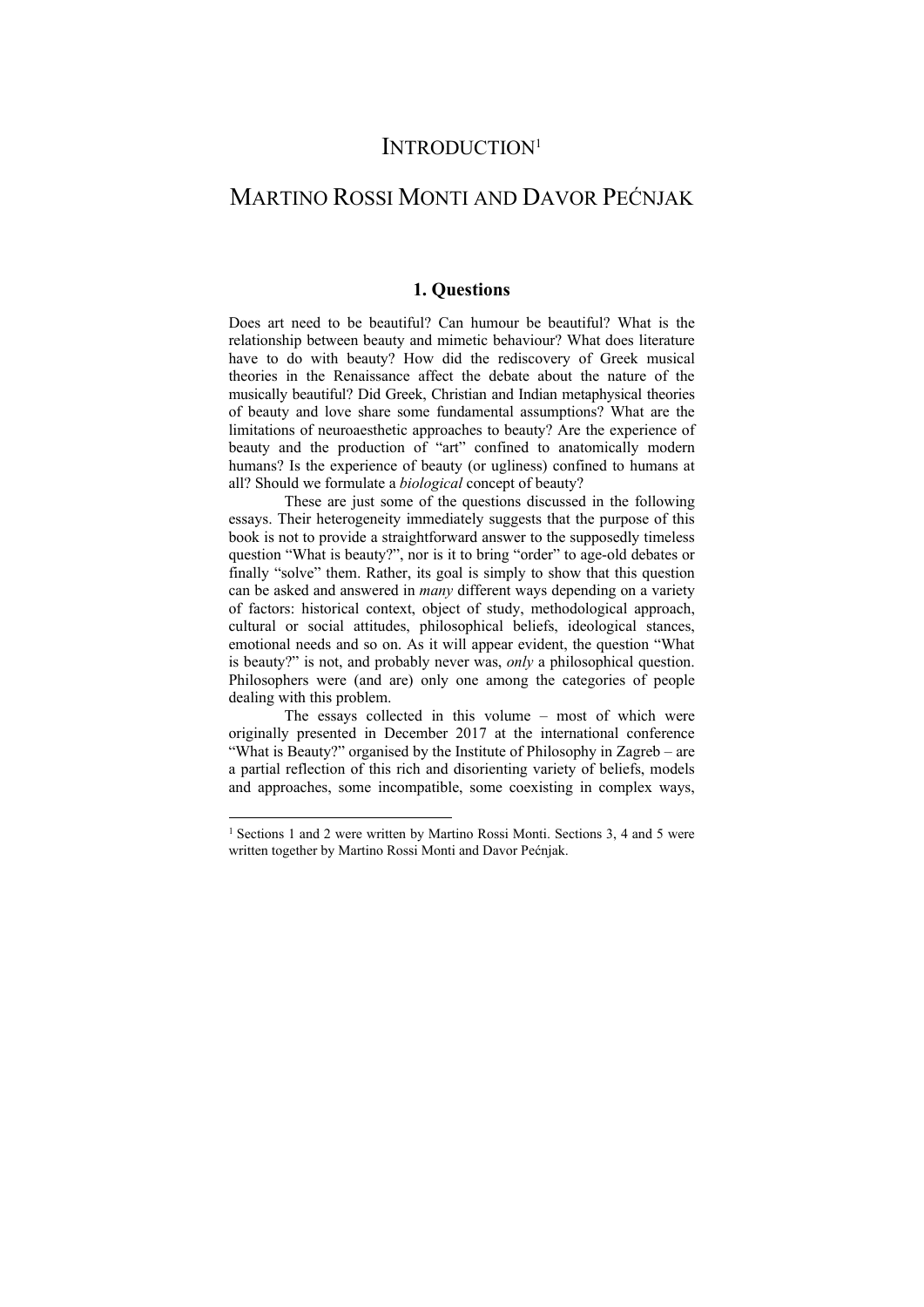# INTRODUCTION[1]

## MARTINO ROSSI MONTI AND DAVOR PEĆNJAK

### 1. Questions

Does art need to be beautiful? Can humour be beautiful? What is the relationship between beauty and mimetic behaviour? What does literature have to do with beauty? How did the rediscovery of Greek musical theories in the Renaissance affect the debate about the nature of the musically beautiful? Did Greek, Christian and Indian metaphysical theories of beauty and love share some fundamental assumptions? What are the limitations of neuroaesthetic approaches to beauty? Are the experience of beauty and the production of "art" confined to anatomically modern humans? Is the experience of beauty (or ugliness) confined to humans at all? Should we formulate a *biological* concept of beauty?

These are just some of the questions discussed in the following essays. Their heterogeneity immediately suggests that the purpose of this book is not to provide a straightforward answer to the supposedly timeless question "What is beauty?", nor is it to bring "order" to age-old debates or finally "solve" them. Rather, its goal is simply to show that this question can be asked and answered in *many* different ways depending on a variety of factors: historical context, object of study, methodological approach, cultural or social attitudes, philosophical beliefs, ideological stances, emotional needs and so on. As it will appear evident, the question "What is beauty?" is not, and probably never was, *only* a philosophical question. Philosophers were (and are) only one among the categories of people dealing with this problem.

The essays collected in this volume – most of which were originally presented in December 2017 at the international conference "What is Beauty?" organised by the Institute of Philosophy in Zagreb – are a partial reflection of this rich and disorienting variety of beliefs, models and approaches, some incompatible, some coexisting in complex ways,

---

[1] Sections 1 and 2 were written by Martino Rossi Monti. Sections 3, 4 and 5 were written together by Martino Rossi Monti and Davor Pećnjak.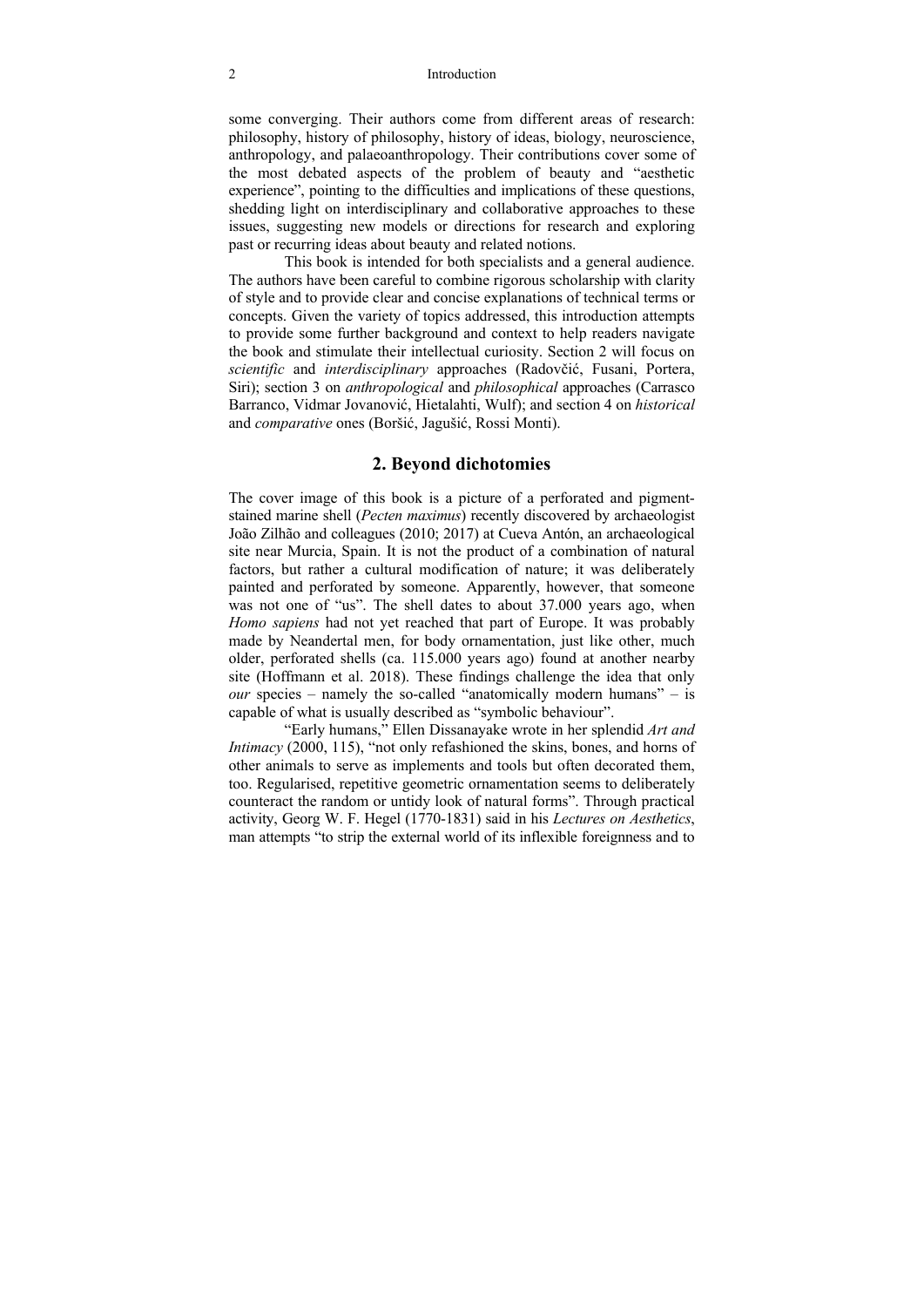some converging. Their authors come from different areas of research: philosophy, history of philosophy, history of ideas, biology, neuroscience, anthropology, and palaeoanthropology. Their contributions cover some of the most debated aspects of the problem of beauty and "aesthetic experience", pointing to the difficulties and implications of these questions, shedding light on interdisciplinary and collaborative approaches to these issues, suggesting new models or directions for research and exploring past or recurring ideas about beauty and related notions.

This book is intended for both specialists and a general audience. The authors have been careful to combine rigorous scholarship with clarity of style and to provide clear and concise explanations of technical terms or concepts. Given the variety of topics addressed, this introduction attempts to provide some further background and context to help readers navigate the book and stimulate their intellectual curiosity. Section 2 will focus on *scientific* and *interdisciplinary* approaches (Radovčić, Fusani, Portera, Siri); section 3 on *anthropological* and *philosophical* approaches (Carrasco Barranco, Vidmar Jovanović, Hietalahti, Wulf); and section 4 on *historical* and *comparative* ones (Boršić, Jagušić, Rossi Monti).

## 2. Beyond dichotomies

The cover image of this book is a picture of a perforated and pigment-stained marine shell (*Pecten maximus*) recently discovered by archaeologist João Zilhão and colleagues (2010; 2017) at Cueva Antón, an archaeological site near Murcia, Spain. It is not the product of a combination of natural factors, but rather a cultural modification of nature; it was deliberately painted and perforated by someone. Apparently, however, that someone was not one of "us". The shell dates to about 37.000 years ago, when *Homo sapiens* had not yet reached that part of Europe. It was probably made by Neandertal men, for body ornamentation, just like other, much older, perforated shells (ca. 115.000 years ago) found at another nearby site (Hoffmann et al. 2018). These findings challenge the idea that only *our* species – namely the so-called "anatomically modern humans" – is capable of what is usually described as "symbolic behaviour".

"Early humans," Ellen Dissanayake wrote in her splendid *Art and Intimacy* (2000, 115), "not only refashioned the skins, bones, and horns of other animals to serve as implements and tools but often decorated them, too. Regularised, repetitive geometric ornamentation seems to deliberately counteract the random or untidy look of natural forms". Through practical activity, Georg W. F. Hegel (1770-1831) said in his *Lectures on Aesthetics*, man attempts "to strip the external world of its inflexible foreignness and to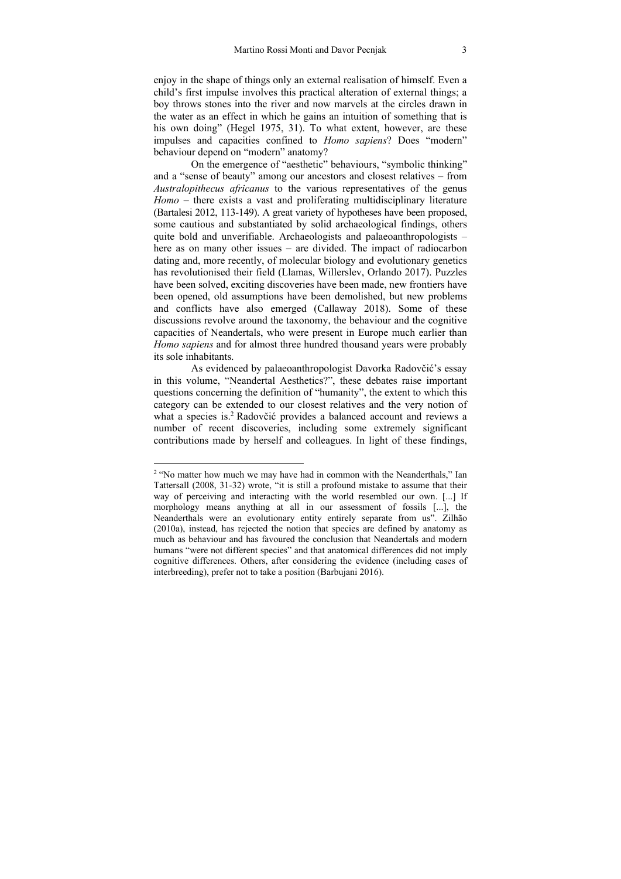enjoy in the shape of things only an external realisation of himself. Even a child's first impulse involves this practical alteration of external things; a boy throws stones into the river and now marvels at the circles drawn in the water as an effect in which he gains an intuition of something that is his own doing" (Hegel 1975, 31). To what extent, however, are these impulses and capacities confined to *Homo sapiens*? Does "modern" behaviour depend on "modern" anatomy?

On the emergence of "aesthetic" behaviours, "symbolic thinking" and a "sense of beauty" among our ancestors and closest relatives – from *Australopithecus africanus* to the various representatives of the genus *Homo* – there exists a vast and proliferating multidisciplinary literature (Bartalesi 2012, 113-149). A great variety of hypotheses have been proposed, some cautious and substantiated by solid archaeological findings, others quite bold and unverifiable. Archaeologists and palaeoanthropologists – here as on many other issues – are divided. The impact of radiocarbon dating and, more recently, of molecular biology and evolutionary genetics has revolutionised their field (Llamas, Willerslev, Orlando 2017). Puzzles have been solved, exciting discoveries have been made, new frontiers have been opened, old assumptions have been demolished, but new problems and conflicts have also emerged (Callaway 2018). Some of these discussions revolve around the taxonomy, the behaviour and the cognitive capacities of Neandertals, who were present in Europe much earlier than *Homo sapiens* and for almost three hundred thousand years were probably its sole inhabitants.

As evidenced by palaeoanthropologist Davorka Radovčić's essay in this volume, "Neandertal Aesthetics?", these debates raise important questions concerning the definition of "humanity", the extent to which this category can be extended to our closest relatives and the very notion of what a species is.[2] Radovčić provides a balanced account and reviews a number of recent discoveries, including some extremely significant contributions made by herself and colleagues. In light of these findings,

[2] "No matter how much we may have had in common with the Neanderthals," Ian Tattersall (2008, 31-32) wrote, "it is still a profound mistake to assume that their way of perceiving and interacting with the world resembled our own. [...] If morphology means anything at all in our assessment of fossils [...], the Neanderthals were an evolutionary entity entirely separate from us". Zilhão (2010a), instead, has rejected the notion that species are defined by anatomy as much as behaviour and has favoured the conclusion that Neandertals and modern humans "were not different species" and that anatomical differences did not imply cognitive differences. Others, after considering the evidence (including cases of interbreeding), prefer not to take a position (Barbujani 2016).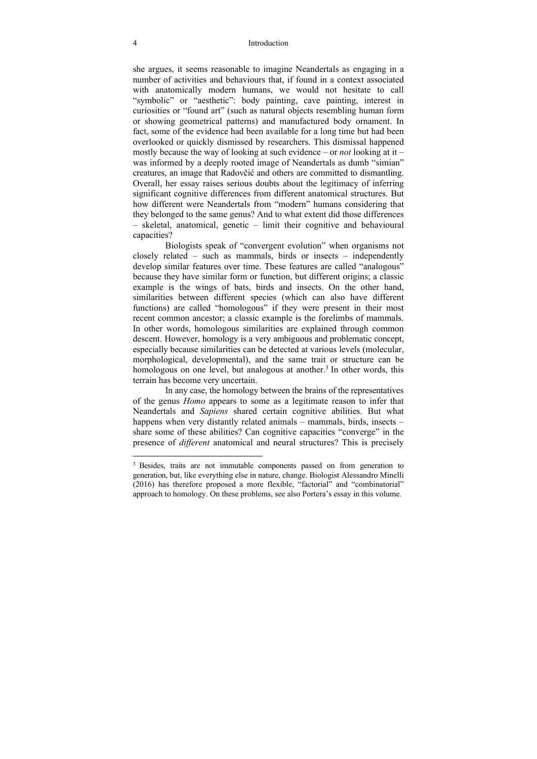she argues, it seems reasonable to imagine Neandertals as engaging in a number of activities and behaviours that, if found in a context associated with anatomically modern humans, we would not hesitate to call "symbolic" or "aesthetic": body painting, cave painting, interest in curiosities or "found art" (such as natural objects resembling human form or showing geometrical patterns) and manufactured body ornament. In fact, some of the evidence had been available for a long time but had been overlooked or quickly dismissed by researchers. This dismissal happened mostly because the way of looking at such evidence – or *not* looking at it – was informed by a deeply rooted image of Neandertals as dumb "simian" creatures, an image that Radovčić and others are committed to dismantling. Overall, her essay raises serious doubts about the legitimacy of inferring significant cognitive differences from different anatomical structures. But how different were Neandertals from "modern" humans considering that they belonged to the same genus? And to what extent did those differences – skeletal, anatomical, genetic – limit their cognitive and behavioural capacities?

Biologists speak of "convergent evolution" when organisms not closely related – such as mammals, birds or insects – independently develop similar features over time. These features are called "analogous" because they have similar form or function, but different origins; a classic example is the wings of bats, birds and insects. On the other hand, similarities between different species (which can also have different functions) are called "homologous" if they were present in their most recent common ancestor; a classic example is the forelimbs of mammals. In other words, homologous similarities are explained through common descent. However, homology is a very ambiguous and problematic concept, especially because similarities can be detected at various levels (molecular, morphological, developmental), and the same trait or structure can be homologous on one level, but analogous at another.[3] In other words, this terrain has become very uncertain.

In any case, the homology between the brains of the representatives of the genus *Homo* appears to some as a legitimate reason to infer that Neandertals and *Sapiens* shared certain cognitive abilities. But what happens when very distantly related animals – mammals, birds, insects – share some of these abilities? Can cognitive capacities "converge" in the presence of *different* anatomical and neural structures? This is precisely

[3] Besides, traits are not immutable components passed on from generation to generation, but, like everything else in nature, change. Biologist Alessandro Minelli (2016) has therefore proposed a more flexible, "factorial" and "combinatorial" approach to homology. On these problems, see also Portera's essay in this volume.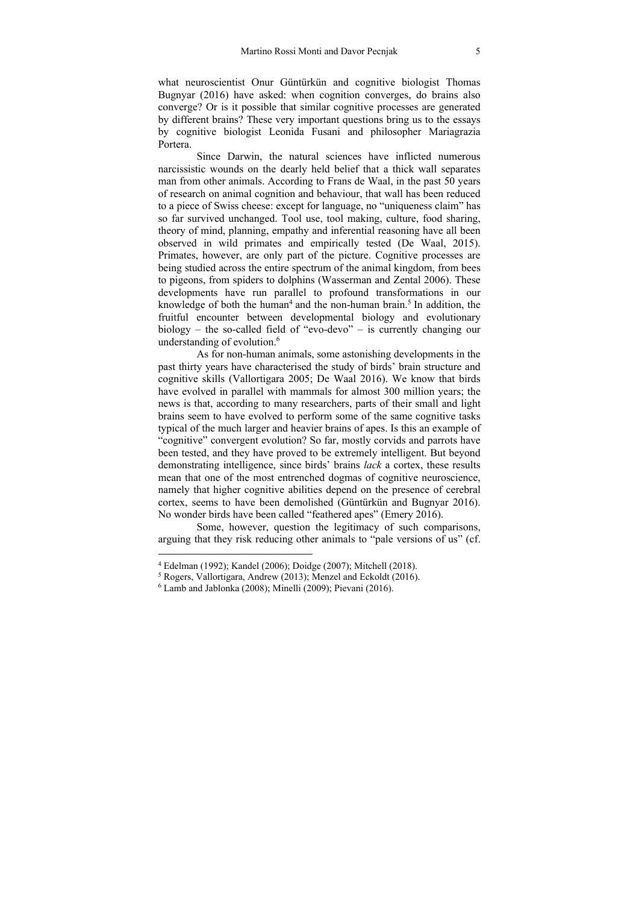what neuroscientist Onur Güntürkün and cognitive biologist Thomas Bugnyar (2016) have asked: when cognition converges, do brains also converge? Or is it possible that similar cognitive processes are generated by different brains? These very important questions bring us to the essays by cognitive biologist Leonida Fusani and philosopher Mariagrazia Portera.

Since Darwin, the natural sciences have inflicted numerous narcissistic wounds on the dearly held belief that a thick wall separates man from other animals. According to Frans de Waal, in the past 50 years of research on animal cognition and behaviour, that wall has been reduced to a piece of Swiss cheese: except for language, no "uniqueness claim" has so far survived unchanged. Tool use, tool making, culture, food sharing, theory of mind, planning, empathy and inferential reasoning have all been observed in wild primates and empirically tested (De Waal, 2015). Primates, however, are only part of the picture. Cognitive processes are being studied across the entire spectrum of the animal kingdom, from bees to pigeons, from spiders to dolphins (Wasserman and Zental 2006). These developments have run parallel to profound transformations in our knowledge of both the human[4] and the non-human brain.[5] In addition, the fruitful encounter between developmental biology and evolutionary biology – the so-called field of "evo-devo" – is currently changing our understanding of evolution.[6]

As for non-human animals, some astonishing developments in the past thirty years have characterised the study of birds' brain structure and cognitive skills (Vallortigara 2005; De Waal 2016). We know that birds have evolved in parallel with mammals for almost 300 million years; the news is that, according to many researchers, parts of their small and light brains seem to have evolved to perform some of the same cognitive tasks typical of the much larger and heavier brains of apes. Is this an example of "cognitive" convergent evolution? So far, mostly corvids and parrots have been tested, and they have proved to be extremely intelligent. But beyond demonstrating intelligence, since birds' brains *lack* a cortex, these results mean that one of the most entrenched dogmas of cognitive neuroscience, namely that higher cognitive abilities depend on the presence of cerebral cortex, seems to have been demolished (Güntürkün and Bugnyar 2016). No wonder birds have been called "feathered apes" (Emery 2016).

Some, however, question the legitimacy of such comparisons, arguing that they risk reducing other animals to "pale versions of us" (cf.

---

[4] Edelman (1992); Kandel (2006); Doidge (2007); Mitchell (2018).

[5] Rogers, Vallortigara, Andrew (2013); Menzel and Eckoldt (2016).

[6] Lamb and Jablonka (2008); Minelli (2009); Pievani (2016).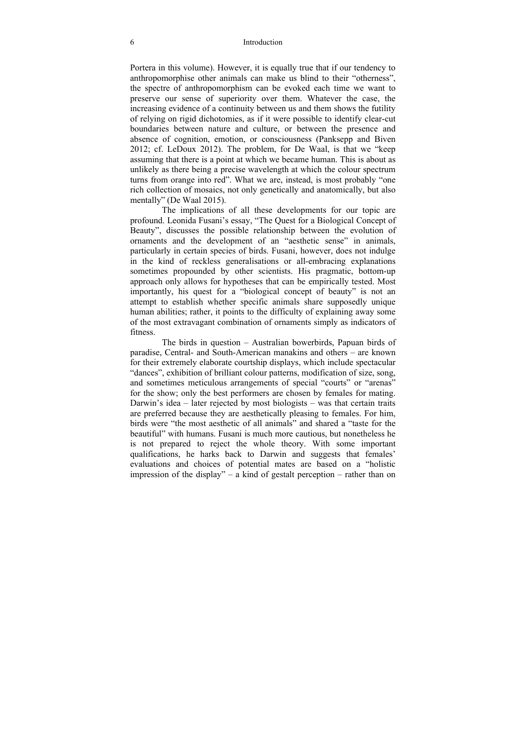Portera in this volume). However, it is equally true that if our tendency to anthropomorphise other animals can make us blind to their "otherness", the spectre of anthropomorphism can be evoked each time we want to preserve our sense of superiority over them. Whatever the case, the increasing evidence of a continuity between us and them shows the futility of relying on rigid dichotomies, as if it were possible to identify clear-cut boundaries between nature and culture, or between the presence and absence of cognition, emotion, or consciousness (Panksepp and Biven 2012; cf. LeDoux 2012). The problem, for De Waal, is that we "keep assuming that there is a point at which we became human. This is about as unlikely as there being a precise wavelength at which the colour spectrum turns from orange into red". What we are, instead, is most probably "one rich collection of mosaics, not only genetically and anatomically, but also mentally" (De Waal 2015).

The implications of all these developments for our topic are profound. Leonida Fusani's essay, "The Quest for a Biological Concept of Beauty", discusses the possible relationship between the evolution of ornaments and the development of an "aesthetic sense" in animals, particularly in certain species of birds. Fusani, however, does not indulge in the kind of reckless generalisations or all-embracing explanations sometimes propounded by other scientists. His pragmatic, bottom-up approach only allows for hypotheses that can be empirically tested. Most importantly, his quest for a "biological concept of beauty" is not an attempt to establish whether specific animals share supposedly unique human abilities; rather, it points to the difficulty of explaining away some of the most extravagant combination of ornaments simply as indicators of fitness.

The birds in question – Australian bowerbirds, Papuan birds of paradise, Central- and South-American manakins and others – are known for their extremely elaborate courtship displays, which include spectacular "dances", exhibition of brilliant colour patterns, modification of size, song, and sometimes meticulous arrangements of special "courts" or "arenas" for the show; only the best performers are chosen by females for mating. Darwin's idea – later rejected by most biologists – was that certain traits are preferred because they are aesthetically pleasing to females. For him, birds were "the most aesthetic of all animals" and shared a "taste for the beautiful" with humans. Fusani is much more cautious, but nonetheless he is not prepared to reject the whole theory. With some important qualifications, he harks back to Darwin and suggests that females' evaluations and choices of potential mates are based on a "holistic impression of the display" – a kind of gestalt perception – rather than on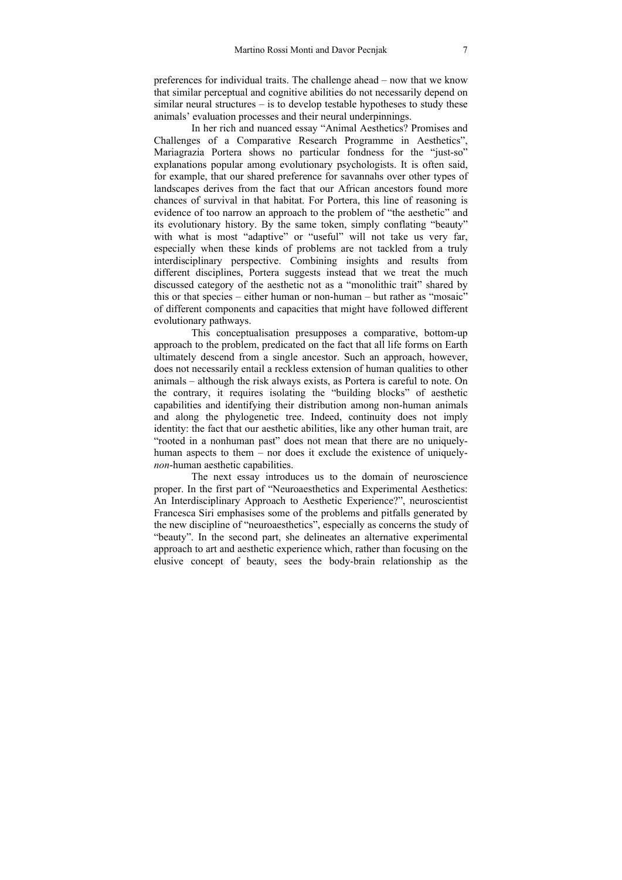preferences for individual traits. The challenge ahead – now that we know that similar perceptual and cognitive abilities do not necessarily depend on similar neural structures – is to develop testable hypotheses to study these animals' evaluation processes and their neural underpinnings.

In her rich and nuanced essay "Animal Aesthetics? Promises and Challenges of a Comparative Research Programme in Aesthetics", Mariagrazia Portera shows no particular fondness for the "just-so" explanations popular among evolutionary psychologists. It is often said, for example, that our shared preference for savannahs over other types of landscapes derives from the fact that our African ancestors found more chances of survival in that habitat. For Portera, this line of reasoning is evidence of too narrow an approach to the problem of "the aesthetic" and its evolutionary history. By the same token, simply conflating "beauty" with what is most "adaptive" or "useful" will not take us very far, especially when these kinds of problems are not tackled from a truly interdisciplinary perspective. Combining insights and results from different disciplines, Portera suggests instead that we treat the much discussed category of the aesthetic not as a "monolithic trait" shared by this or that species – either human or non-human – but rather as "mosaic" of different components and capacities that might have followed different evolutionary pathways.

This conceptualisation presupposes a comparative, bottom-up approach to the problem, predicated on the fact that all life forms on Earth ultimately descend from a single ancestor. Such an approach, however, does not necessarily entail a reckless extension of human qualities to other animals – although the risk always exists, as Portera is careful to note. On the contrary, it requires isolating the "building blocks" of aesthetic capabilities and identifying their distribution among non-human animals and along the phylogenetic tree. Indeed, continuity does not imply identity: the fact that our aesthetic abilities, like any other human trait, are "rooted in a nonhuman past" does not mean that there are no uniquely-human aspects to them – nor does it exclude the existence of uniquely-*non*-human aesthetic capabilities.

The next essay introduces us to the domain of neuroscience proper. In the first part of "Neuroaesthetics and Experimental Aesthetics: An Interdisciplinary Approach to Aesthetic Experience?", neuroscientist Francesca Siri emphasises some of the problems and pitfalls generated by the new discipline of "neuroaesthetics", especially as concerns the study of "beauty". In the second part, she delineates an alternative experimental approach to art and aesthetic experience which, rather than focusing on the elusive concept of beauty, sees the body-brain relationship as the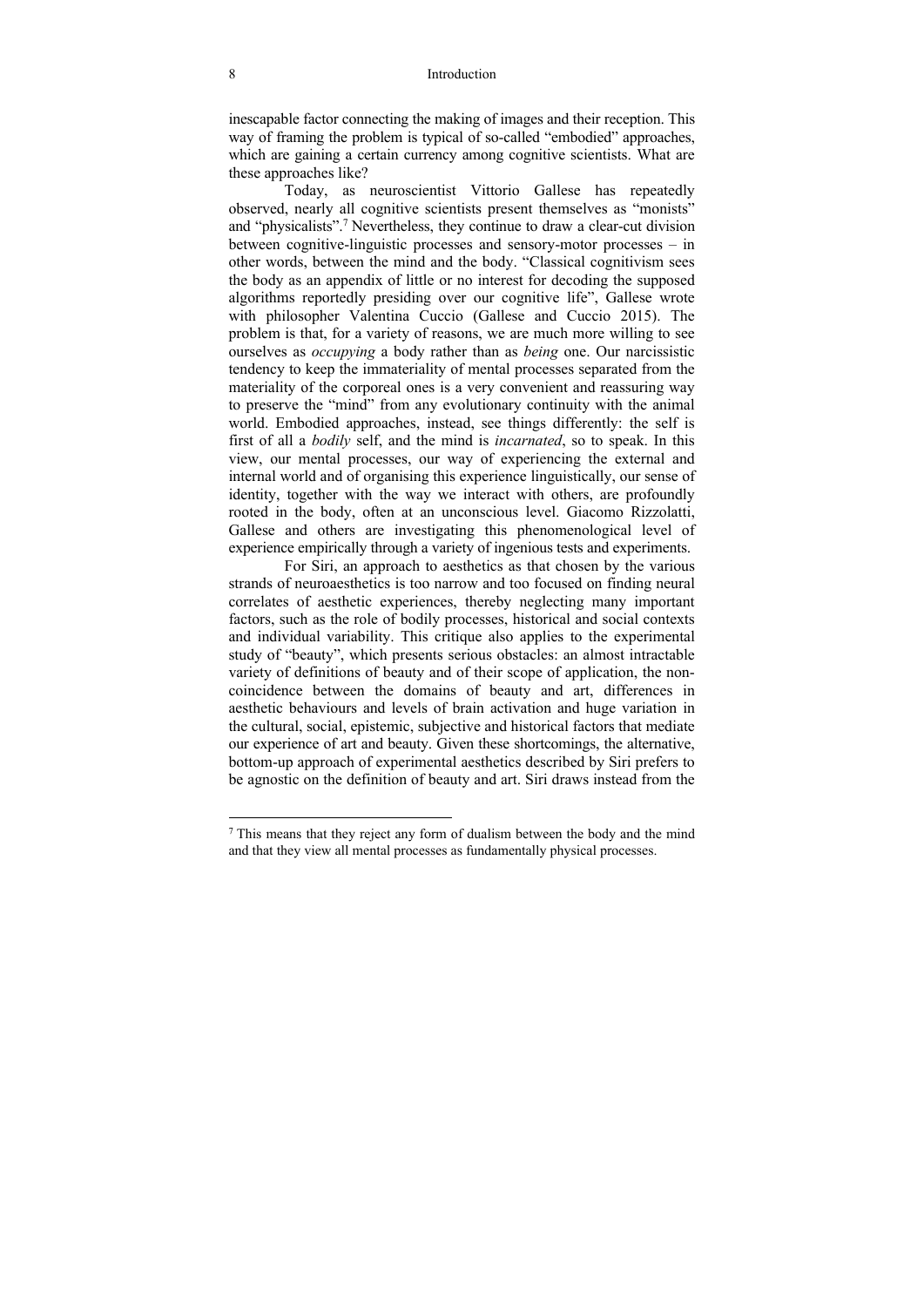inescapable factor connecting the making of images and their reception. This way of framing the problem is typical of so-called "embodied" approaches, which are gaining a certain currency among cognitive scientists. What are these approaches like?

Today, as neuroscientist Vittorio Gallese has repeatedly observed, nearly all cognitive scientists present themselves as "monists" and "physicalists".[7] Nevertheless, they continue to draw a clear-cut division between cognitive-linguistic processes and sensory-motor processes – in other words, between the mind and the body. "Classical cognitivism sees the body as an appendix of little or no interest for decoding the supposed algorithms reportedly presiding over our cognitive life", Gallese wrote with philosopher Valentina Cuccio (Gallese and Cuccio 2015). The problem is that, for a variety of reasons, we are much more willing to see ourselves as *occupying* a body rather than as *being* one. Our narcissistic tendency to keep the immateriality of mental processes separated from the materiality of the corporeal ones is a very convenient and reassuring way to preserve the "mind" from any evolutionary continuity with the animal world. Embodied approaches, instead, see things differently: the self is first of all a *bodily* self, and the mind is *incarnated*, so to speak. In this view, our mental processes, our way of experiencing the external and internal world and of organising this experience linguistically, our sense of identity, together with the way we interact with others, are profoundly rooted in the body, often at an unconscious level. Giacomo Rizzolatti, Gallese and others are investigating this phenomenological level of experience empirically through a variety of ingenious tests and experiments.

For Siri, an approach to aesthetics as that chosen by the various strands of neuroaesthetics is too narrow and too focused on finding neural correlates of aesthetic experiences, thereby neglecting many important factors, such as the role of bodily processes, historical and social contexts and individual variability. This critique also applies to the experimental study of "beauty", which presents serious obstacles: an almost intractable variety of definitions of beauty and of their scope of application, the non-coincidence between the domains of beauty and art, differences in aesthetic behaviours and levels of brain activation and huge variation in the cultural, social, epistemic, subjective and historical factors that mediate our experience of art and beauty. Given these shortcomings, the alternative, bottom-up approach of experimental aesthetics described by Siri prefers to be agnostic on the definition of beauty and art. Siri draws instead from the

---

[7] This means that they reject any form of dualism between the body and the mind and that they view all mental processes as fundamentally physical processes.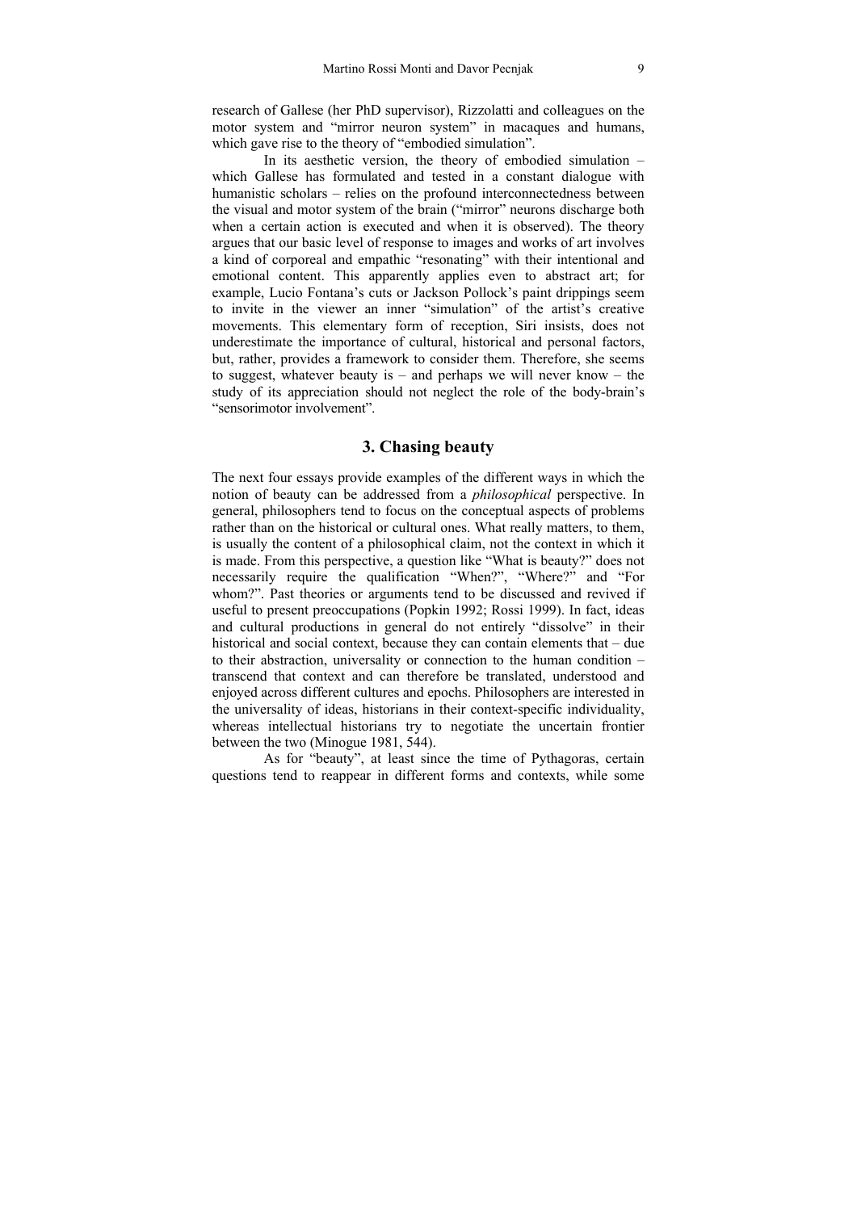research of Gallese (her PhD supervisor), Rizzolatti and colleagues on the motor system and "mirror neuron system" in macaques and humans, which gave rise to the theory of "embodied simulation".

In its aesthetic version, the theory of embodied simulation – which Gallese has formulated and tested in a constant dialogue with humanistic scholars – relies on the profound interconnectedness between the visual and motor system of the brain ("mirror" neurons discharge both when a certain action is executed and when it is observed). The theory argues that our basic level of response to images and works of art involves a kind of corporeal and empathic "resonating" with their intentional and emotional content. This apparently applies even to abstract art; for example, Lucio Fontana's cuts or Jackson Pollock's paint drippings seem to invite in the viewer an inner "simulation" of the artist's creative movements. This elementary form of reception, Siri insists, does not underestimate the importance of cultural, historical and personal factors, but, rather, provides a framework to consider them. Therefore, she seems to suggest, whatever beauty is – and perhaps we will never know – the study of its appreciation should not neglect the role of the body-brain's "sensorimotor involvement".

## 3. Chasing beauty

The next four essays provide examples of the different ways in which the notion of beauty can be addressed from a *philosophical* perspective. In general, philosophers tend to focus on the conceptual aspects of problems rather than on the historical or cultural ones. What really matters, to them, is usually the content of a philosophical claim, not the context in which it is made. From this perspective, a question like "What is beauty?" does not necessarily require the qualification "When?", "Where?" and "For whom?". Past theories or arguments tend to be discussed and revived if useful to present preoccupations (Popkin 1992; Rossi 1999). In fact, ideas and cultural productions in general do not entirely "dissolve" in their historical and social context, because they can contain elements that – due to their abstraction, universality or connection to the human condition – transcend that context and can therefore be translated, understood and enjoyed across different cultures and epochs. Philosophers are interested in the universality of ideas, historians in their context-specific individuality, whereas intellectual historians try to negotiate the uncertain frontier between the two (Minogue 1981, 544).

As for "beauty", at least since the time of Pythagoras, certain questions tend to reappear in different forms and contexts, while some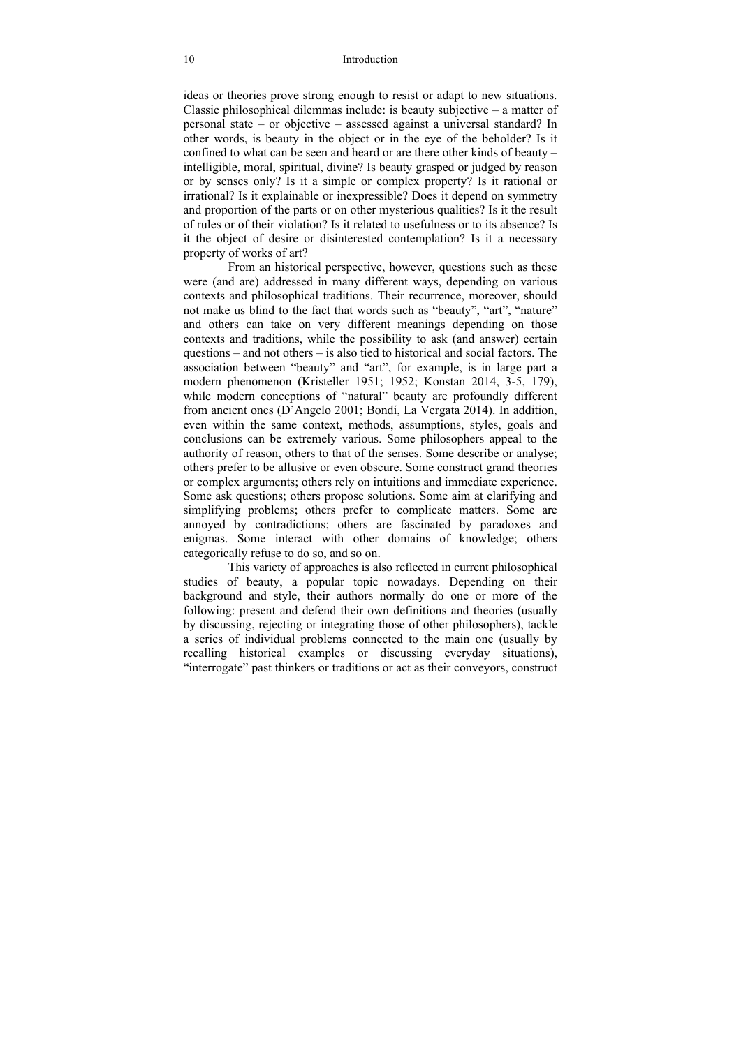ideas or theories prove strong enough to resist or adapt to new situations. Classic philosophical dilemmas include: is beauty subjective – a matter of personal state – or objective – assessed against a universal standard? In other words, is beauty in the object or in the eye of the beholder? Is it confined to what can be seen and heard or are there other kinds of beauty – intelligible, moral, spiritual, divine? Is beauty grasped or judged by reason or by senses only? Is it a simple or complex property? Is it rational or irrational? Is it explainable or inexpressible? Does it depend on symmetry and proportion of the parts or on other mysterious qualities? Is it the result of rules or of their violation? Is it related to usefulness or to its absence? Is it the object of desire or disinterested contemplation? Is it a necessary property of works of art?

From an historical perspective, however, questions such as these were (and are) addressed in many different ways, depending on various contexts and philosophical traditions. Their recurrence, moreover, should not make us blind to the fact that words such as "beauty", "art", "nature" and others can take on very different meanings depending on those contexts and traditions, while the possibility to ask (and answer) certain questions – and not others – is also tied to historical and social factors. The association between "beauty" and "art", for example, is in large part a modern phenomenon (Kristeller 1951; 1952; Konstan 2014, 3-5, 179), while modern conceptions of "natural" beauty are profoundly different from ancient ones (D'Angelo 2001; Bondí, La Vergata 2014). In addition, even within the same context, methods, assumptions, styles, goals and conclusions can be extremely various. Some philosophers appeal to the authority of reason, others to that of the senses. Some describe or analyse; others prefer to be allusive or even obscure. Some construct grand theories or complex arguments; others rely on intuitions and immediate experience. Some ask questions; others propose solutions. Some aim at clarifying and simplifying problems; others prefer to complicate matters. Some are annoyed by contradictions; others are fascinated by paradoxes and enigmas. Some interact with other domains of knowledge; others categorically refuse to do so, and so on.

This variety of approaches is also reflected in current philosophical studies of beauty, a popular topic nowadays. Depending on their background and style, their authors normally do one or more of the following: present and defend their own definitions and theories (usually by discussing, rejecting or integrating those of other philosophers), tackle a series of individual problems connected to the main one (usually by recalling historical examples or discussing everyday situations), "interrogate" past thinkers or traditions or act as their conveyors, construct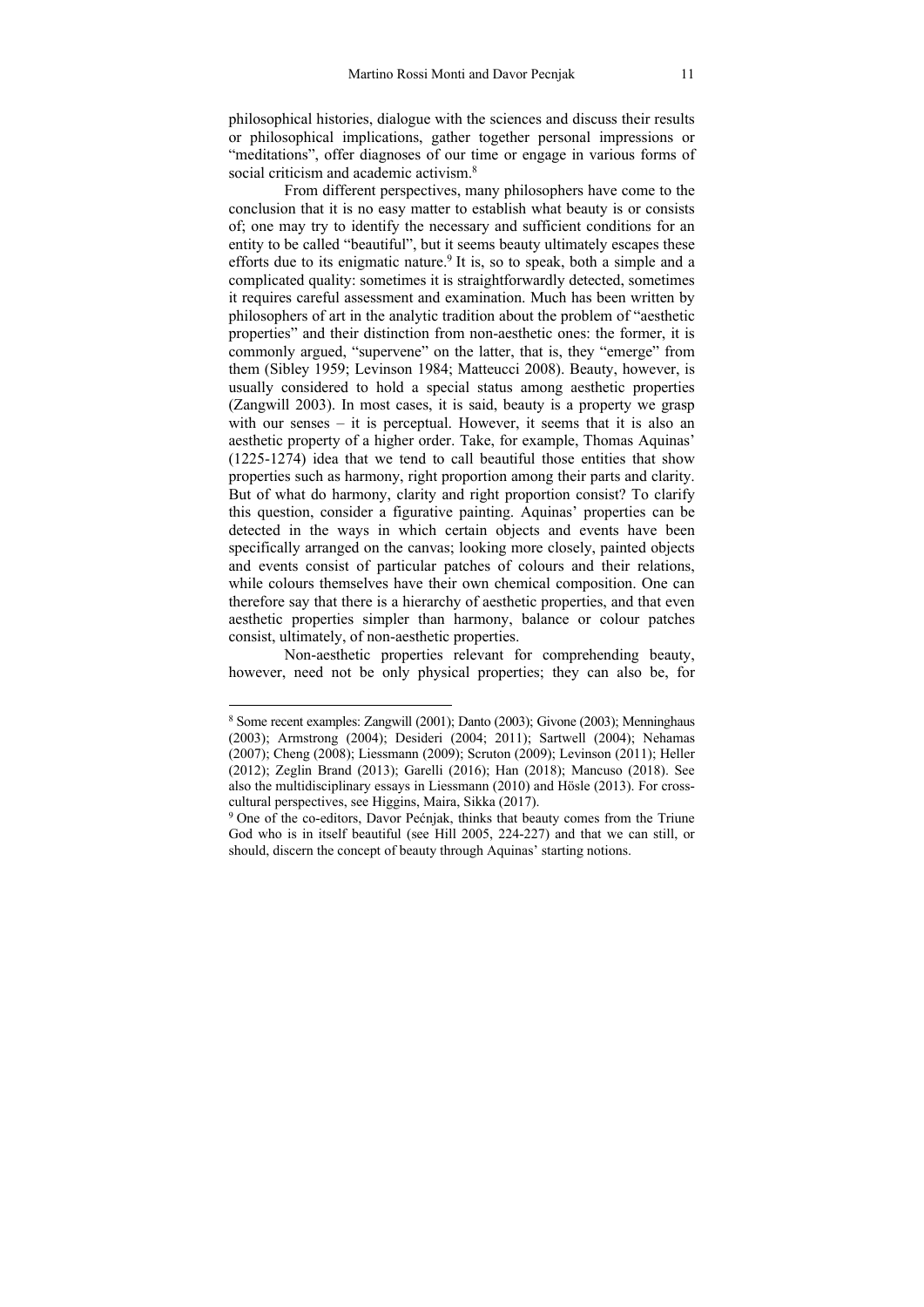philosophical histories, dialogue with the sciences and discuss their results or philosophical implications, gather together personal impressions or "meditations", offer diagnoses of our time or engage in various forms of social criticism and academic activism.[8]

From different perspectives, many philosophers have come to the conclusion that it is no easy matter to establish what beauty is or consists of; one may try to identify the necessary and sufficient conditions for an entity to be called "beautiful", but it seems beauty ultimately escapes these efforts due to its enigmatic nature.[9] It is, so to speak, both a simple and a complicated quality: sometimes it is straightforwardly detected, sometimes it requires careful assessment and examination. Much has been written by philosophers of art in the analytic tradition about the problem of "aesthetic properties" and their distinction from non-aesthetic ones: the former, it is commonly argued, "supervene" on the latter, that is, they "emerge" from them (Sibley 1959; Levinson 1984; Matteucci 2008). Beauty, however, is usually considered to hold a special status among aesthetic properties (Zangwill 2003). In most cases, it is said, beauty is a property we grasp with our senses – it is perceptual. However, it seems that it is also an aesthetic property of a higher order. Take, for example, Thomas Aquinas' (1225-1274) idea that we tend to call beautiful those entities that show properties such as harmony, right proportion among their parts and clarity. But of what do harmony, clarity and right proportion consist? To clarify this question, consider a figurative painting. Aquinas' properties can be detected in the ways in which certain objects and events have been specifically arranged on the canvas; looking more closely, painted objects and events consist of particular patches of colours and their relations, while colours themselves have their own chemical composition. One can therefore say that there is a hierarchy of aesthetic properties, and that even aesthetic properties simpler than harmony, balance or colour patches consist, ultimately, of non-aesthetic properties.

Non-aesthetic properties relevant for comprehending beauty, however, need not be only physical properties; they can also be, for

---

[8] Some recent examples: Zangwill (2001); Danto (2003); Givone (2003); Menninghaus (2003); Armstrong (2004); Desideri (2004; 2011); Sartwell (2004); Nehamas (2007); Cheng (2008); Liessmann (2009); Scruton (2009); Levinson (2011); Heller (2012); Zeglin Brand (2013); Garelli (2016); Han (2018); Mancuso (2018). See also the multidisciplinary essays in Liessmann (2010) and Hösle (2013). For cross-cultural perspectives, see Higgins, Maira, Sikka (2017).

[9] One of the co-editors, Davor Pećnjak, thinks that beauty comes from the Triune God who is in itself beautiful (see Hill 2005, 224-227) and that we can still, or should, discern the concept of beauty through Aquinas' starting notions.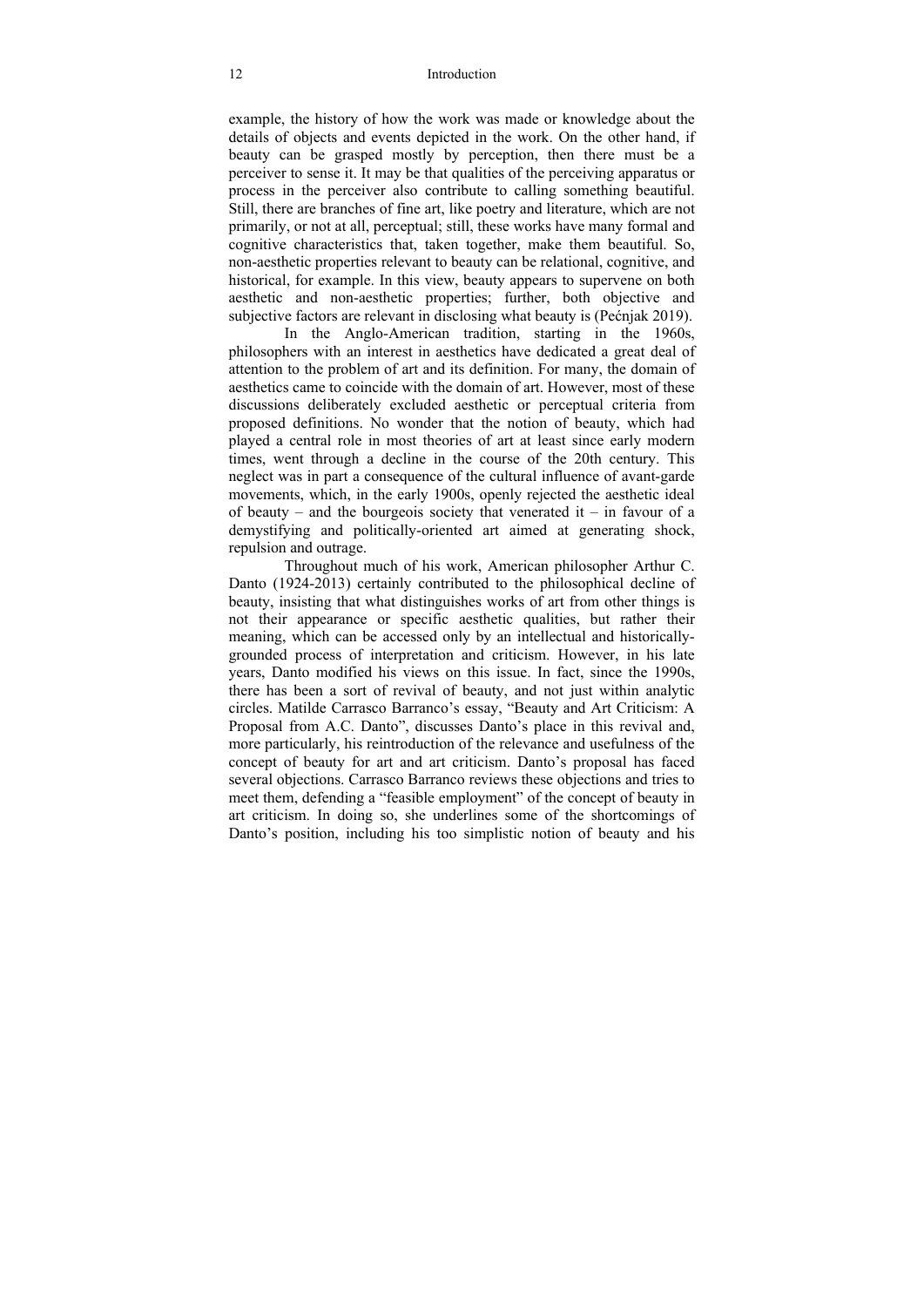example, the history of how the work was made or knowledge about the details of objects and events depicted in the work. On the other hand, if beauty can be grasped mostly by perception, then there must be a perceiver to sense it. It may be that qualities of the perceiving apparatus or process in the perceiver also contribute to calling something beautiful. Still, there are branches of fine art, like poetry and literature, which are not primarily, or not at all, perceptual; still, these works have many formal and cognitive characteristics that, taken together, make them beautiful. So, non-aesthetic properties relevant to beauty can be relational, cognitive, and historical, for example. In this view, beauty appears to supervene on both aesthetic and non-aesthetic properties; further, both objective and subjective factors are relevant in disclosing what beauty is (Pećnjak 2019).

In the Anglo-American tradition, starting in the 1960s, philosophers with an interest in aesthetics have dedicated a great deal of attention to the problem of art and its definition. For many, the domain of aesthetics came to coincide with the domain of art. However, most of these discussions deliberately excluded aesthetic or perceptual criteria from proposed definitions. No wonder that the notion of beauty, which had played a central role in most theories of art at least since early modern times, went through a decline in the course of the 20th century. This neglect was in part a consequence of the cultural influence of avant-garde movements, which, in the early 1900s, openly rejected the aesthetic ideal of beauty – and the bourgeois society that venerated it – in favour of a demystifying and politically-oriented art aimed at generating shock, repulsion and outrage.

Throughout much of his work, American philosopher Arthur C. Danto (1924-2013) certainly contributed to the philosophical decline of beauty, insisting that what distinguishes works of art from other things is not their appearance or specific aesthetic qualities, but rather their meaning, which can be accessed only by an intellectual and historically-grounded process of interpretation and criticism. However, in his late years, Danto modified his views on this issue. In fact, since the 1990s, there has been a sort of revival of beauty, and not just within analytic circles. Matilde Carrasco Barranco's essay, "Beauty and Art Criticism: A Proposal from A.C. Danto", discusses Danto's place in this revival and, more particularly, his reintroduction of the relevance and usefulness of the concept of beauty for art and art criticism. Danto's proposal has faced several objections. Carrasco Barranco reviews these objections and tries to meet them, defending a "feasible employment" of the concept of beauty in art criticism. In doing so, she underlines some of the shortcomings of Danto's position, including his too simplistic notion of beauty and his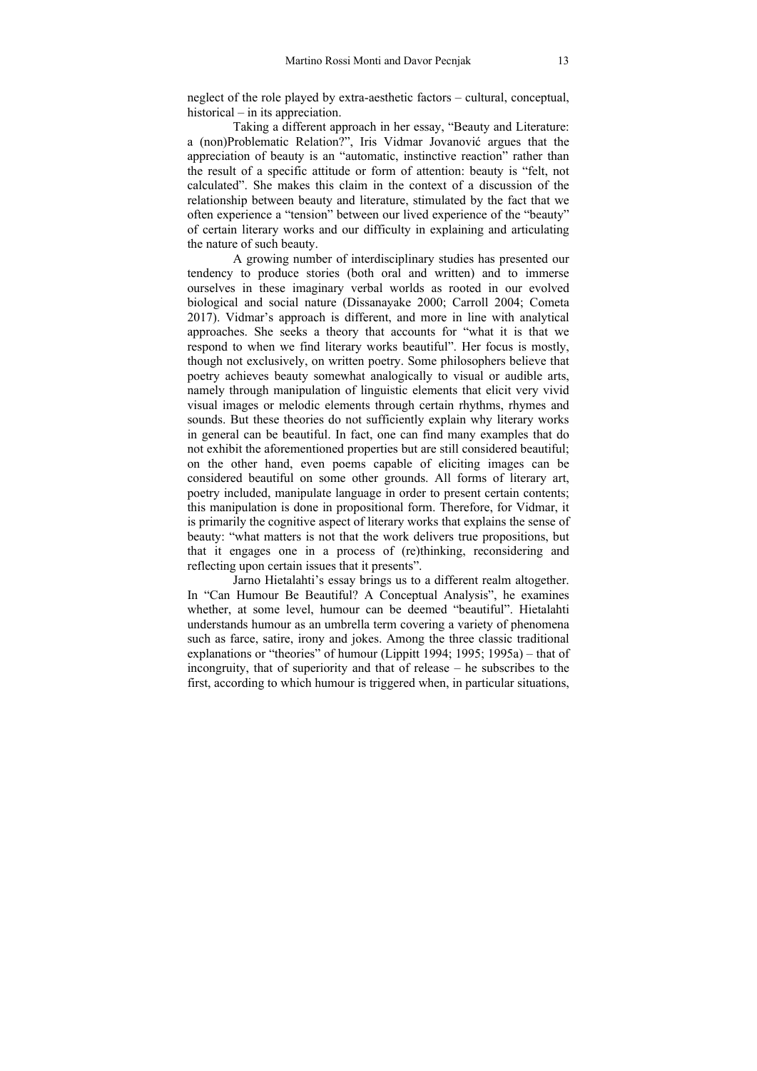neglect of the role played by extra-aesthetic factors – cultural, conceptual, historical – in its appreciation.

Taking a different approach in her essay, "Beauty and Literature: a (non)Problematic Relation?", Iris Vidmar Jovanović argues that the appreciation of beauty is an "automatic, instinctive reaction" rather than the result of a specific attitude or form of attention: beauty is "felt, not calculated". She makes this claim in the context of a discussion of the relationship between beauty and literature, stimulated by the fact that we often experience a "tension" between our lived experience of the "beauty" of certain literary works and our difficulty in explaining and articulating the nature of such beauty.

A growing number of interdisciplinary studies has presented our tendency to produce stories (both oral and written) and to immerse ourselves in these imaginary verbal worlds as rooted in our evolved biological and social nature (Dissanayake 2000; Carroll 2004; Cometa 2017). Vidmar's approach is different, and more in line with analytical approaches. She seeks a theory that accounts for "what it is that we respond to when we find literary works beautiful". Her focus is mostly, though not exclusively, on written poetry. Some philosophers believe that poetry achieves beauty somewhat analogically to visual or audible arts, namely through manipulation of linguistic elements that elicit very vivid visual images or melodic elements through certain rhythms, rhymes and sounds. But these theories do not sufficiently explain why literary works in general can be beautiful. In fact, one can find many examples that do not exhibit the aforementioned properties but are still considered beautiful; on the other hand, even poems capable of eliciting images can be considered beautiful on some other grounds. All forms of literary art, poetry included, manipulate language in order to present certain contents; this manipulation is done in propositional form. Therefore, for Vidmar, it is primarily the cognitive aspect of literary works that explains the sense of beauty: "what matters is not that the work delivers true propositions, but that it engages one in a process of (re)thinking, reconsidering and reflecting upon certain issues that it presents".

Jarno Hietalahti's essay brings us to a different realm altogether. In "Can Humour Be Beautiful? A Conceptual Analysis", he examines whether, at some level, humour can be deemed "beautiful". Hietalahti understands humour as an umbrella term covering a variety of phenomena such as farce, satire, irony and jokes. Among the three classic traditional explanations or "theories" of humour (Lippitt 1994; 1995; 1995a) – that of incongruity, that of superiority and that of release – he subscribes to the first, according to which humour is triggered when, in particular situations,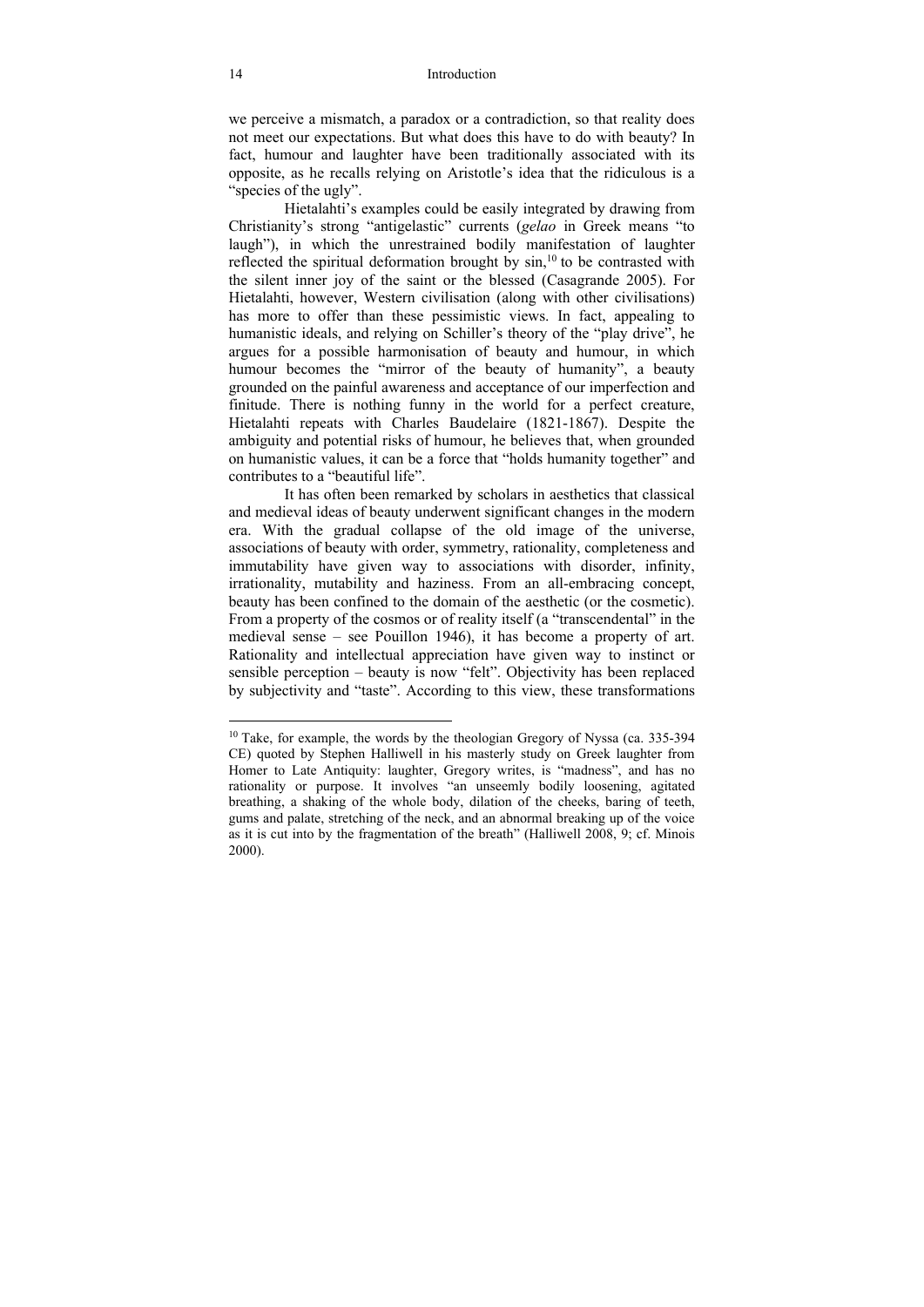we perceive a mismatch, a paradox or a contradiction, so that reality does not meet our expectations. But what does this have to do with beauty? In fact, humour and laughter have been traditionally associated with its opposite, as he recalls relying on Aristotle's idea that the ridiculous is a "species of the ugly".

Hietalahti's examples could be easily integrated by drawing from Christianity's strong "antigelastic" currents (*gelao* in Greek means "to laugh"), in which the unrestrained bodily manifestation of laughter reflected the spiritual deformation brought by sin,[10] to be contrasted with the silent inner joy of the saint or the blessed (Casagrande 2005). For Hietalahti, however, Western civilisation (along with other civilisations) has more to offer than these pessimistic views. In fact, appealing to humanistic ideals, and relying on Schiller's theory of the "play drive", he argues for a possible harmonisation of beauty and humour, in which humour becomes the "mirror of the beauty of humanity", a beauty grounded on the painful awareness and acceptance of our imperfection and finitude. There is nothing funny in the world for a perfect creature, Hietalahti repeats with Charles Baudelaire (1821-1867). Despite the ambiguity and potential risks of humour, he believes that, when grounded on humanistic values, it can be a force that "holds humanity together" and contributes to a "beautiful life".

It has often been remarked by scholars in aesthetics that classical and medieval ideas of beauty underwent significant changes in the modern era. With the gradual collapse of the old image of the universe, associations of beauty with order, symmetry, rationality, completeness and immutability have given way to associations with disorder, infinity, irrationality, mutability and haziness. From an all-embracing concept, beauty has been confined to the domain of the aesthetic (or the cosmetic). From a property of the cosmos or of reality itself (a "transcendental" in the medieval sense – see Pouillon 1946), it has become a property of art. Rationality and intellectual appreciation have given way to instinct or sensible perception – beauty is now "felt". Objectivity has been replaced by subjectivity and "taste". According to this view, these transformations

---

[10] Take, for example, the words by the theologian Gregory of Nyssa (ca. 335-394 CE) quoted by Stephen Halliwell in his masterly study on Greek laughter from Homer to Late Antiquity: laughter, Gregory writes, is "madness", and has no rationality or purpose. It involves "an unseemly bodily loosening, agitated breathing, a shaking of the whole body, dilation of the cheeks, baring of teeth, gums and palate, stretching of the neck, and an abnormal breaking up of the voice as it is cut into by the fragmentation of the breath" (Halliwell 2008, 9; cf. Minois 2000).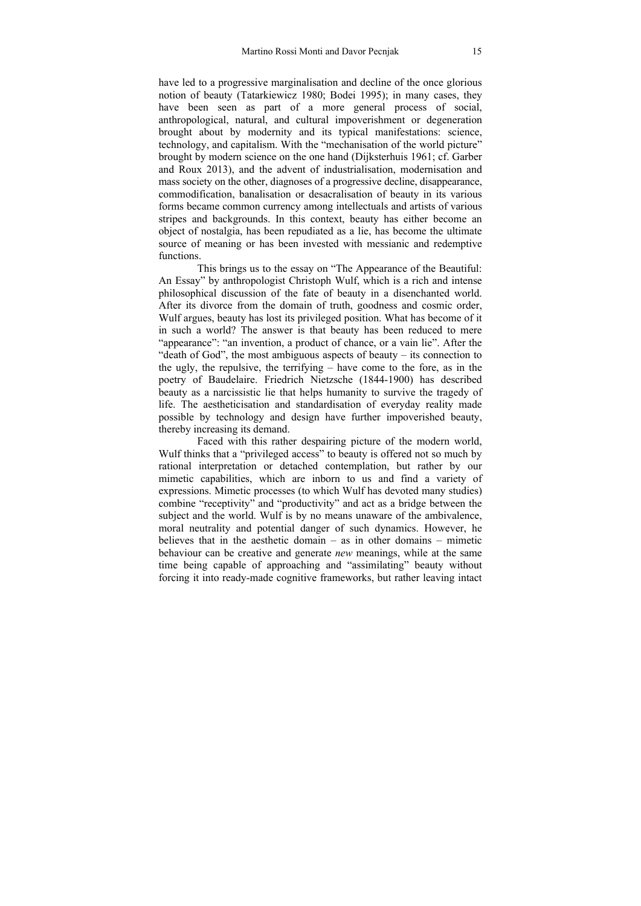have led to a progressive marginalisation and decline of the once glorious notion of beauty (Tatarkiewicz 1980; Bodei 1995); in many cases, they have been seen as part of a more general process of social, anthropological, natural, and cultural impoverishment or degeneration brought about by modernity and its typical manifestations: science, technology, and capitalism. With the "mechanisation of the world picture" brought by modern science on the one hand (Dijksterhuis 1961; cf. Garber and Roux 2013), and the advent of industrialisation, modernisation and mass society on the other, diagnoses of a progressive decline, disappearance, commodification, banalisation or desacralisation of beauty in its various forms became common currency among intellectuals and artists of various stripes and backgrounds. In this context, beauty has either become an object of nostalgia, has been repudiated as a lie, has become the ultimate source of meaning or has been invested with messianic and redemptive functions.

This brings us to the essay on "The Appearance of the Beautiful: An Essay" by anthropologist Christoph Wulf, which is a rich and intense philosophical discussion of the fate of beauty in a disenchanted world. After its divorce from the domain of truth, goodness and cosmic order, Wulf argues, beauty has lost its privileged position. What has become of it in such a world? The answer is that beauty has been reduced to mere "appearance": "an invention, a product of chance, or a vain lie". After the "death of God", the most ambiguous aspects of beauty – its connection to the ugly, the repulsive, the terrifying – have come to the fore, as in the poetry of Baudelaire. Friedrich Nietzsche (1844-1900) has described beauty as a narcissistic lie that helps humanity to survive the tragedy of life. The aestheticisation and standardisation of everyday reality made possible by technology and design have further impoverished beauty, thereby increasing its demand.

Faced with this rather despairing picture of the modern world, Wulf thinks that a "privileged access" to beauty is offered not so much by rational interpretation or detached contemplation, but rather by our mimetic capabilities, which are inborn to us and find a variety of expressions. Mimetic processes (to which Wulf has devoted many studies) combine "receptivity" and "productivity" and act as a bridge between the subject and the world. Wulf is by no means unaware of the ambivalence, moral neutrality and potential danger of such dynamics. However, he believes that in the aesthetic domain – as in other domains – mimetic behaviour can be creative and generate *new* meanings, while at the same time being capable of approaching and "assimilating" beauty without forcing it into ready-made cognitive frameworks, but rather leaving intact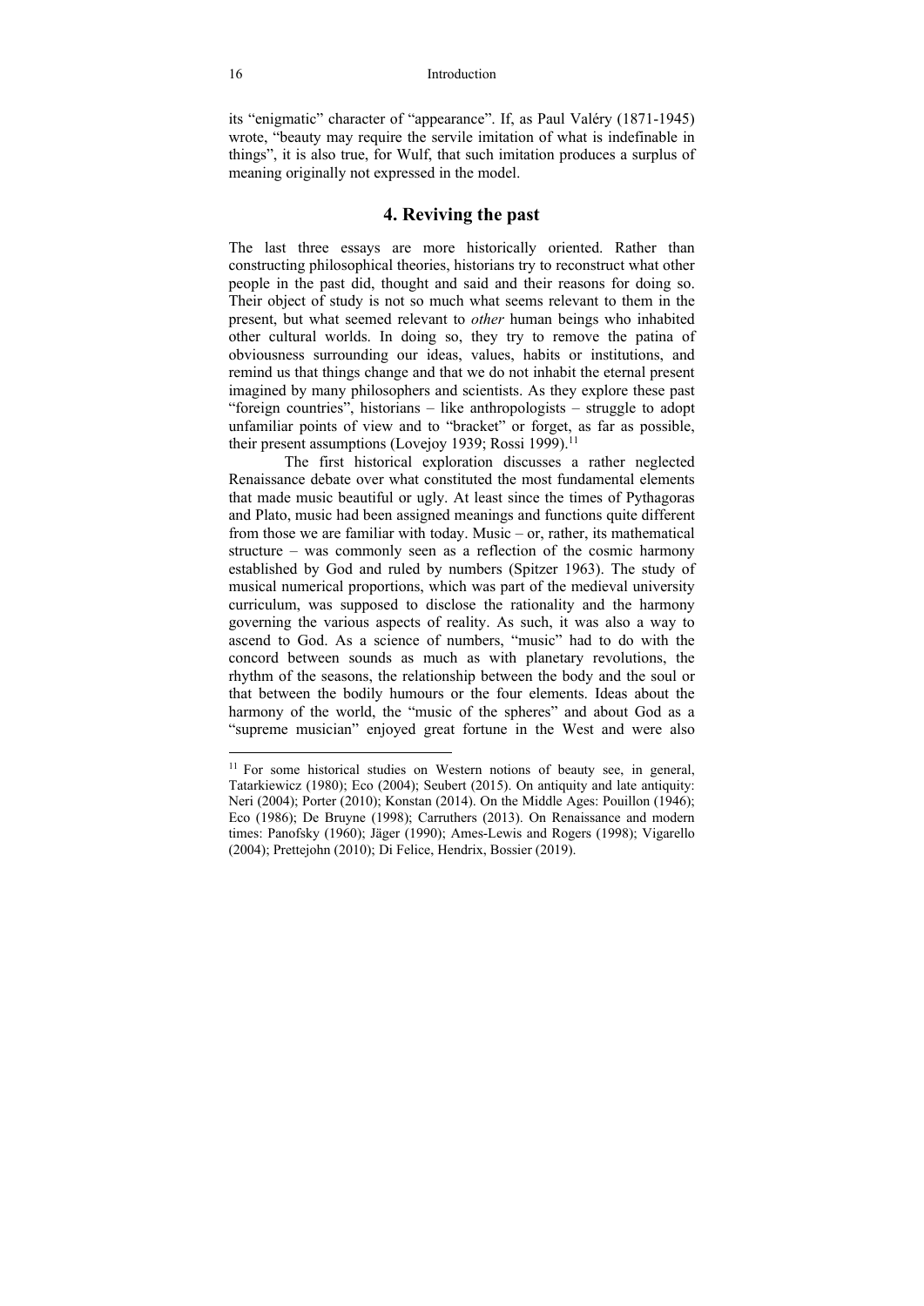its “enigmatic” character of “appearance”. If, as Paul Valéry (1871-1945) wrote, “beauty may require the servile imitation of what is indefinable in things”, it is also true, for Wulf, that such imitation produces a surplus of meaning originally not expressed in the model.

## 4. Reviving the past

The last three essays are more historically oriented. Rather than constructing philosophical theories, historians try to reconstruct what other people in the past did, thought and said and their reasons for doing so. Their object of study is not so much what seems relevant to them in the present, but what seemed relevant to *other* human beings who inhabited other cultural worlds. In doing so, they try to remove the patina of obviousness surrounding our ideas, values, habits or institutions, and remind us that things change and that we do not inhabit the eternal present imagined by many philosophers and scientists. As they explore these past “foreign countries”, historians – like anthropologists – struggle to adopt unfamiliar points of view and to “bracket” or forget, as far as possible, their present assumptions (Lovejoy 1939; Rossi 1999).[11]

The first historical exploration discusses a rather neglected Renaissance debate over what constituted the most fundamental elements that made music beautiful or ugly. At least since the times of Pythagoras and Plato, music had been assigned meanings and functions quite different from those we are familiar with today. Music – or, rather, its mathematical structure – was commonly seen as a reflection of the cosmic harmony established by God and ruled by numbers (Spitzer 1963). The study of musical numerical proportions, which was part of the medieval university curriculum, was supposed to disclose the rationality and the harmony governing the various aspects of reality. As such, it was also a way to ascend to God. As a science of numbers, “music” had to do with the concord between sounds as much as with planetary revolutions, the rhythm of the seasons, the relationship between the body and the soul or that between the bodily humours or the four elements. Ideas about the harmony of the world, the “music of the spheres” and about God as a “supreme musician” enjoyed great fortune in the West and were also

---

[11] For some historical studies on Western notions of beauty see, in general, Tatarkiewicz (1980); Eco (2004); Seubert (2015). On antiquity and late antiquity: Neri (2004); Porter (2010); Konstan (2014). On the Middle Ages: Pouillon (1946); Eco (1986); De Bruyne (1998); Carruthers (2013). On Renaissance and modern times: Panofsky (1960); Jäger (1990); Ames-Lewis and Rogers (1998); Vigarello (2004); Prettejohn (2010); Di Felice, Hendrix, Bossier (2019).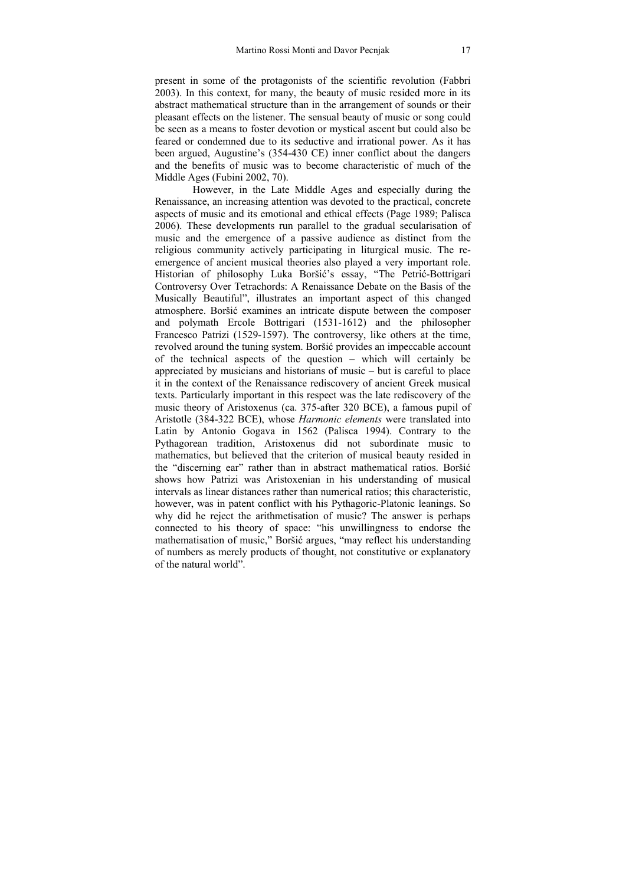present in some of the protagonists of the scientific revolution (Fabbri 2003). In this context, for many, the beauty of music resided more in its abstract mathematical structure than in the arrangement of sounds or their pleasant effects on the listener. The sensual beauty of music or song could be seen as a means to foster devotion or mystical ascent but could also be feared or condemned due to its seductive and irrational power. As it has been argued, Augustine's (354-430 CE) inner conflict about the dangers and the benefits of music was to become characteristic of much of the Middle Ages (Fubini 2002, 70).

However, in the Late Middle Ages and especially during the Renaissance, an increasing attention was devoted to the practical, concrete aspects of music and its emotional and ethical effects (Page 1989; Palisca 2006). These developments run parallel to the gradual secularisation of music and the emergence of a passive audience as distinct from the religious community actively participating in liturgical music. The re-emergence of ancient musical theories also played a very important role. Historian of philosophy Luka Boršić's essay, "The Petrić-Bottrigari Controversy Over Tetrachords: A Renaissance Debate on the Basis of the Musically Beautiful", illustrates an important aspect of this changed atmosphere. Boršić examines an intricate dispute between the composer and polymath Ercole Bottrigari (1531-1612) and the philosopher Francesco Patrizi (1529-1597). The controversy, like others at the time, revolved around the tuning system. Boršić provides an impeccable account of the technical aspects of the question – which will certainly be appreciated by musicians and historians of music – but is careful to place it in the context of the Renaissance rediscovery of ancient Greek musical texts. Particularly important in this respect was the late rediscovery of the music theory of Aristoxenus (ca. 375-after 320 BCE), a famous pupil of Aristotle (384-322 BCE), whose *Harmonic elements* were translated into Latin by Antonio Gogava in 1562 (Palisca 1994). Contrary to the Pythagorean tradition, Aristoxenus did not subordinate music to mathematics, but believed that the criterion of musical beauty resided in the "discerning ear" rather than in abstract mathematical ratios. Boršić shows how Patrizi was Aristoxenian in his understanding of musical intervals as linear distances rather than numerical ratios; this characteristic, however, was in patent conflict with his Pythagoric-Platonic leanings. So why did he reject the arithmetisation of music? The answer is perhaps connected to his theory of space: "his unwillingness to endorse the mathematisation of music," Boršić argues, "may reflect his understanding of numbers as merely products of thought, not constitutive or explanatory of the natural world".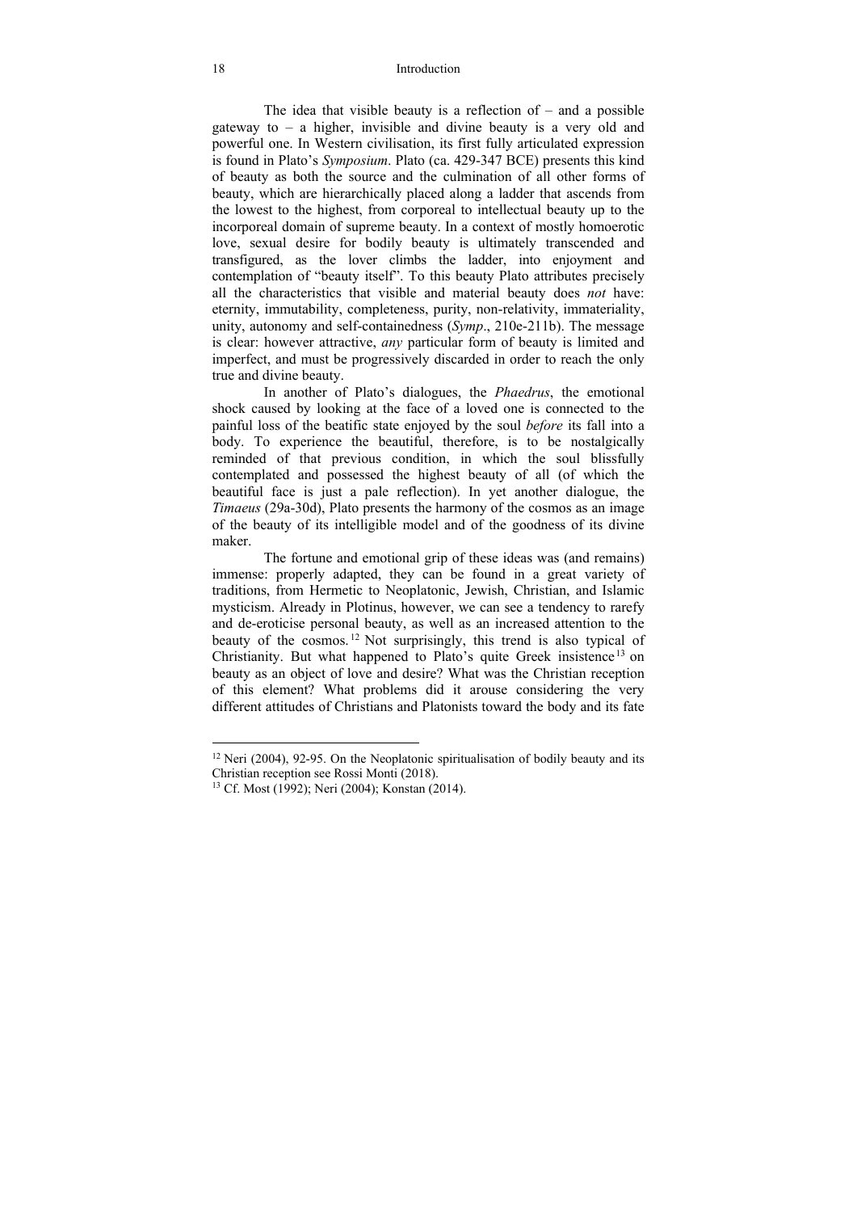The idea that visible beauty is a reflection of – and a possible gateway to – a higher, invisible and divine beauty is a very old and powerful one. In Western civilisation, its first fully articulated expression is found in Plato's *Symposium*. Plato (ca. 429-347 BCE) presents this kind of beauty as both the source and the culmination of all other forms of beauty, which are hierarchically placed along a ladder that ascends from the lowest to the highest, from corporeal to intellectual beauty up to the incorporeal domain of supreme beauty. In a context of mostly homoerotic love, sexual desire for bodily beauty is ultimately transcended and transfigured, as the lover climbs the ladder, into enjoyment and contemplation of "beauty itself". To this beauty Plato attributes precisely all the characteristics that visible and material beauty does *not* have: eternity, immutability, completeness, purity, non-relativity, immateriality, unity, autonomy and self-containedness (*Symp*., 210e-211b). The message is clear: however attractive, *any* particular form of beauty is limited and imperfect, and must be progressively discarded in order to reach the only true and divine beauty.

In another of Plato's dialogues, the *Phaedrus*, the emotional shock caused by looking at the face of a loved one is connected to the painful loss of the beatific state enjoyed by the soul *before* its fall into a body. To experience the beautiful, therefore, is to be nostalgically reminded of that previous condition, in which the soul blissfully contemplated and possessed the highest beauty of all (of which the beautiful face is just a pale reflection). In yet another dialogue, the *Timaeus* (29a-30d), Plato presents the harmony of the cosmos as an image of the beauty of its intelligible model and of the goodness of its divine maker.

The fortune and emotional grip of these ideas was (and remains) immense: properly adapted, they can be found in a great variety of traditions, from Hermetic to Neoplatonic, Jewish, Christian, and Islamic mysticism. Already in Plotinus, however, we can see a tendency to rarefy and de-eroticise personal beauty, as well as an increased attention to the beauty of the cosmos.[12] Not surprisingly, this trend is also typical of Christianity. But what happened to Plato's quite Greek insistence[13] on beauty as an object of love and desire? What was the Christian reception of this element? What problems did it arouse considering the very different attitudes of Christians and Platonists toward the body and its fate

---

[12] Neri (2004), 92-95. On the Neoplatonic spiritualisation of bodily beauty and its Christian reception see Rossi Monti (2018).

[13] Cf. Most (1992); Neri (2004); Konstan (2014).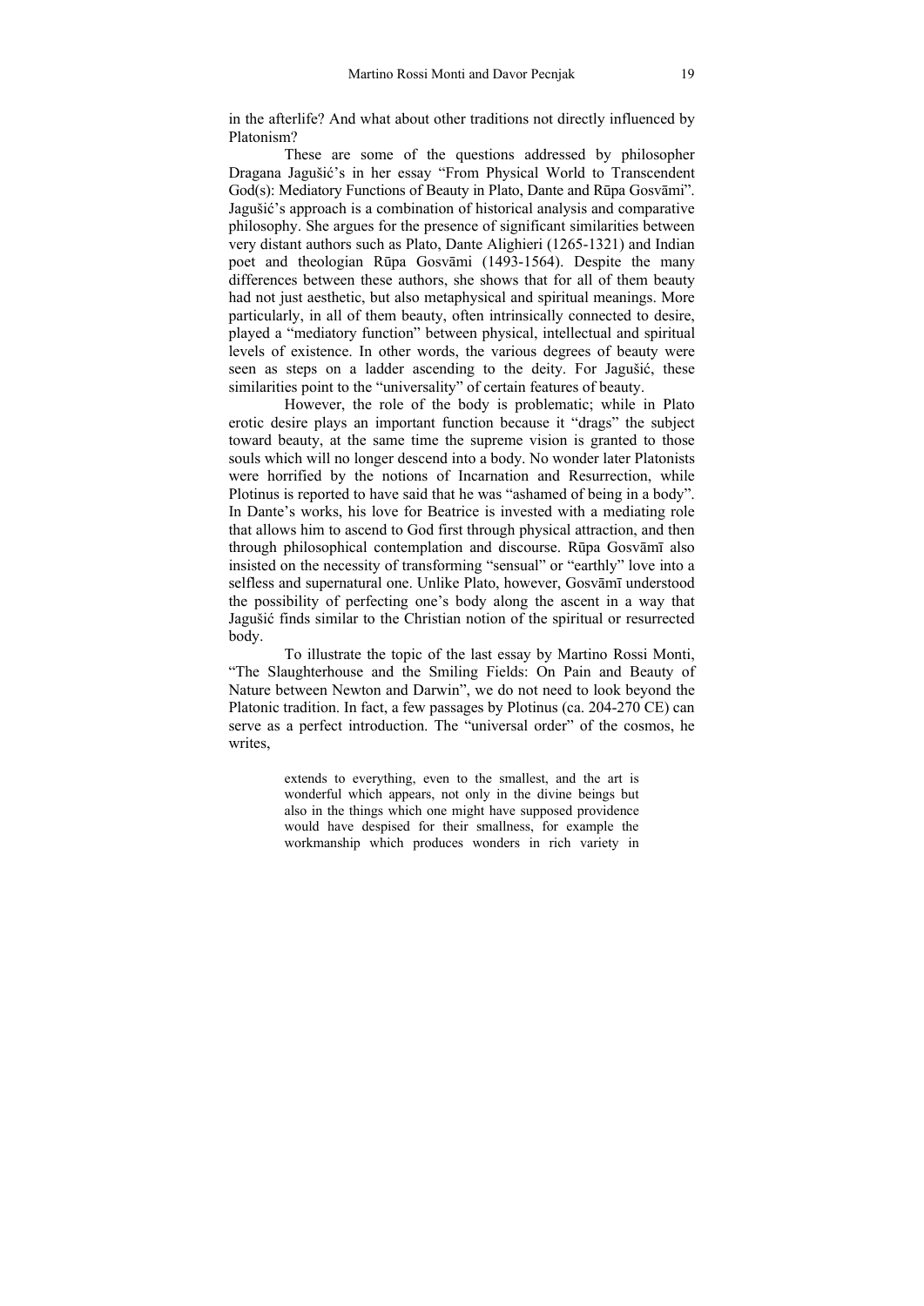in the afterlife? And what about other traditions not directly influenced by Platonism?

These are some of the questions addressed by philosopher Dragana Jagušić's in her essay "From Physical World to Transcendent God(s): Mediatory Functions of Beauty in Plato, Dante and Rūpa Gosvāmi". Jagušić's approach is a combination of historical analysis and comparative philosophy. She argues for the presence of significant similarities between very distant authors such as Plato, Dante Alighieri (1265-1321) and Indian poet and theologian Rūpa Gosvāmi (1493-1564). Despite the many differences between these authors, she shows that for all of them beauty had not just aesthetic, but also metaphysical and spiritual meanings. More particularly, in all of them beauty, often intrinsically connected to desire, played a "mediatory function" between physical, intellectual and spiritual levels of existence. In other words, the various degrees of beauty were seen as steps on a ladder ascending to the deity. For Jagušić, these similarities point to the "universality" of certain features of beauty.

However, the role of the body is problematic; while in Plato erotic desire plays an important function because it "drags" the subject toward beauty, at the same time the supreme vision is granted to those souls which will no longer descend into a body. No wonder later Platonists were horrified by the notions of Incarnation and Resurrection, while Plotinus is reported to have said that he was "ashamed of being in a body". In Dante's works, his love for Beatrice is invested with a mediating role that allows him to ascend to God first through physical attraction, and then through philosophical contemplation and discourse. Rūpa Gosvāmī also insisted on the necessity of transforming "sensual" or "earthly" love into a selfless and supernatural one. Unlike Plato, however, Gosvāmī understood the possibility of perfecting one's body along the ascent in a way that Jagušić finds similar to the Christian notion of the spiritual or resurrected body.

To illustrate the topic of the last essay by Martino Rossi Monti, "The Slaughterhouse and the Smiling Fields: On Pain and Beauty of Nature between Newton and Darwin", we do not need to look beyond the Platonic tradition. In fact, a few passages by Plotinus (ca. 204-270 CE) can serve as a perfect introduction. The "universal order" of the cosmos, he writes,

> extends to everything, even to the smallest, and the art is wonderful which appears, not only in the divine beings but also in the things which one might have supposed providence would have despised for their smallness, for example the workmanship which produces wonders in rich variety in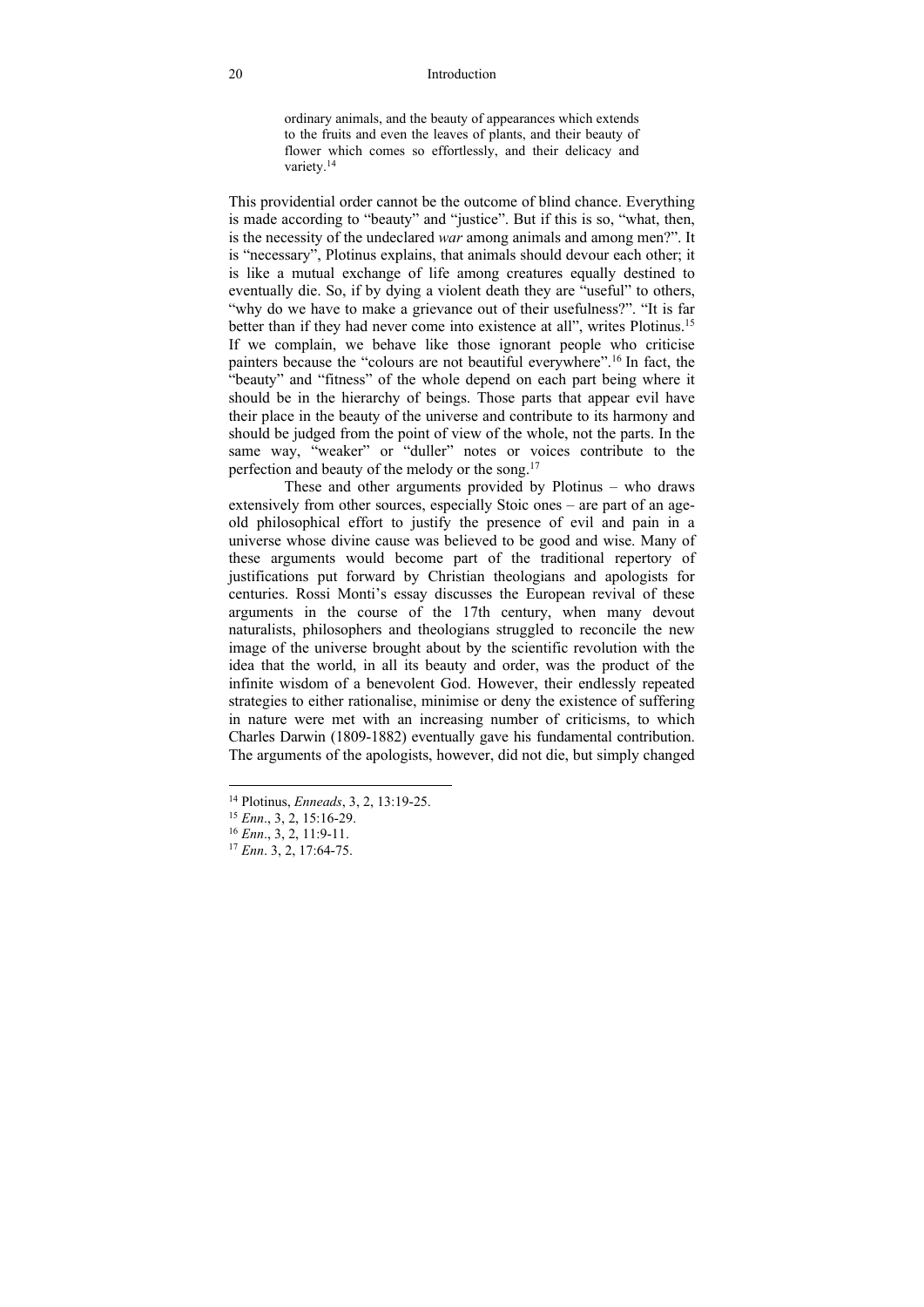> ordinary animals, and the beauty of appearances which extends to the fruits and even the leaves of plants, and their beauty of flower which comes so effortlessly, and their delicacy and variety.[14]

This providential order cannot be the outcome of blind chance. Everything is made according to "beauty" and "justice". But if this is so, "what, then, is the necessity of the undeclared *war* among animals and among men?". It is "necessary", Plotinus explains, that animals should devour each other; it is like a mutual exchange of life among creatures equally destined to eventually die. So, if by dying a violent death they are "useful" to others, "why do we have to make a grievance out of their usefulness?". "It is far better than if they had never come into existence at all", writes Plotinus.[15] If we complain, we behave like those ignorant people who criticise painters because the "colours are not beautiful everywhere".[16] In fact, the "beauty" and "fitness" of the whole depend on each part being where it should be in the hierarchy of beings. Those parts that appear evil have their place in the beauty of the universe and contribute to its harmony and should be judged from the point of view of the whole, not the parts. In the same way, "weaker" or "duller" notes or voices contribute to the perfection and beauty of the melody or the song.[17]

These and other arguments provided by Plotinus – who draws extensively from other sources, especially Stoic ones – are part of an age-old philosophical effort to justify the presence of evil and pain in a universe whose divine cause was believed to be good and wise. Many of these arguments would become part of the traditional repertory of justifications put forward by Christian theologians and apologists for centuries. Rossi Monti's essay discusses the European revival of these arguments in the course of the 17th century, when many devout naturalists, philosophers and theologians struggled to reconcile the new image of the universe brought about by the scientific revolution with the idea that the world, in all its beauty and order, was the product of the infinite wisdom of a benevolent God. However, their endlessly repeated strategies to either rationalise, minimise or deny the existence of suffering in nature were met with an increasing number of criticisms, to which Charles Darwin (1809-1882) eventually gave his fundamental contribution. The arguments of the apologists, however, did not die, but simply changed

---

[14] Plotinus, *Enneads*, 3, 2, 13:19-25.

[15] *Enn*., 3, 2, 15:16-29.

[16] *Enn*., 3, 2, 11:9-11.

[17] *Enn*. 3, 2, 17:64-75.